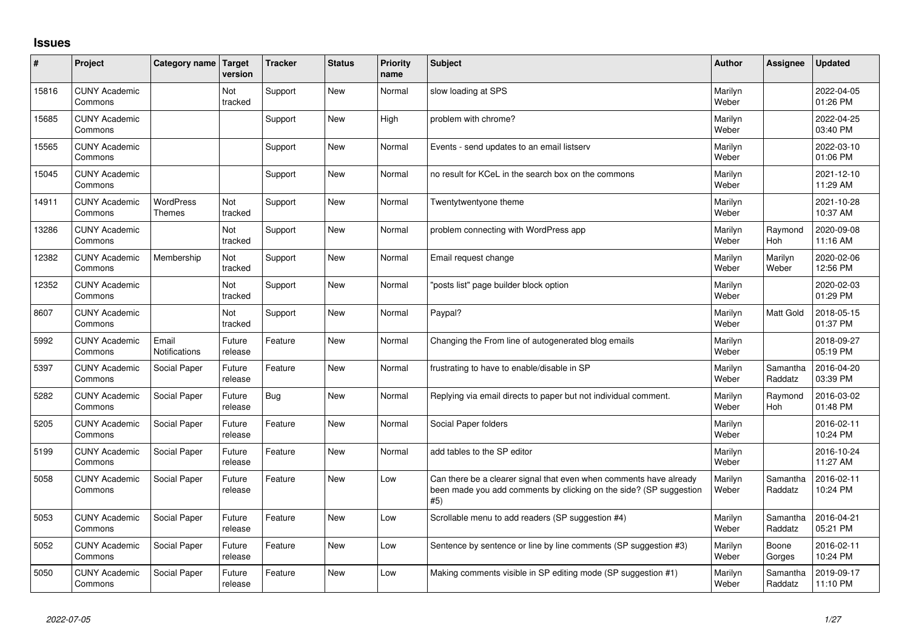# Issues

| # | Project | Category name | Target version | Tracker | Status | Priority name | Subject | Author | Assignee | Updated |
|---|---|---|---|---|---|---|---|---|---|---|
| 15816 | CUNY Academic Commons | | Not tracked | Support | New | Normal | slow loading at SPS | Marilyn Weber | | 2022-04-05 01:26 PM |
| 15685 | CUNY Academic Commons | | | Support | New | High | problem with chrome? | Marilyn Weber | | 2022-04-25 03:40 PM |
| 15565 | CUNY Academic Commons | | | Support | New | Normal | Events - send updates to an email listserv | Marilyn Weber | | 2022-03-10 01:06 PM |
| 15045 | CUNY Academic Commons | | | Support | New | Normal | no result for KCeL in the search box on the commons | Marilyn Weber | | 2021-12-10 11:29 AM |
| 14911 | CUNY Academic Commons | WordPress Themes | Not tracked | Support | New | Normal | Twentytwentyone theme | Marilyn Weber | | 2021-10-28 10:37 AM |
| 13286 | CUNY Academic Commons | | Not tracked | Support | New | Normal | problem connecting with WordPress app | Marilyn Weber | Raymond Hoh | 2020-09-08 11:16 AM |
| 12382 | CUNY Academic Commons | Membership | Not tracked | Support | New | Normal | Email request change | Marilyn Weber | Marilyn Weber | 2020-02-06 12:56 PM |
| 12352 | CUNY Academic Commons | | Not tracked | Support | New | Normal | "posts list" page builder block option | Marilyn Weber | | 2020-02-03 01:29 PM |
| 8607 | CUNY Academic Commons | | Not tracked | Support | New | Normal | Paypal? | Marilyn Weber | Matt Gold | 2018-05-15 01:37 PM |
| 5992 | CUNY Academic Commons | Email Notifications | Future release | Feature | New | Normal | Changing the From line of autogenerated blog emails | Marilyn Weber | | 2018-09-27 05:19 PM |
| 5397 | CUNY Academic Commons | Social Paper | Future release | Feature | New | Normal | frustrating to have to enable/disable in SP | Marilyn Weber | Samantha Raddatz | 2016-04-20 03:39 PM |
| 5282 | CUNY Academic Commons | Social Paper | Future release | Bug | New | Normal | Replying via email directs to paper but not individual comment. | Marilyn Weber | Raymond Hoh | 2016-03-02 01:48 PM |
| 5205 | CUNY Academic Commons | Social Paper | Future release | Feature | New | Normal | Social Paper folders | Marilyn Weber | | 2016-02-11 10:24 PM |
| 5199 | CUNY Academic Commons | Social Paper | Future release | Feature | New | Normal | add tables to the SP editor | Marilyn Weber | | 2016-10-24 11:27 AM |
| 5058 | CUNY Academic Commons | Social Paper | Future release | Feature | New | Low | Can there be a clearer signal that even when comments have already been made you add comments by clicking on the side? (SP suggestion #5) | Marilyn Weber | Samantha Raddatz | 2016-02-11 10:24 PM |
| 5053 | CUNY Academic Commons | Social Paper | Future release | Feature | New | Low | Scrollable menu to add readers (SP suggestion #4) | Marilyn Weber | Samantha Raddatz | 2016-04-21 05:21 PM |
| 5052 | CUNY Academic Commons | Social Paper | Future release | Feature | New | Low | Sentence by sentence or line by line comments (SP suggestion #3) | Marilyn Weber | Boone Gorges | 2016-02-11 10:24 PM |
| 5050 | CUNY Academic Commons | Social Paper | Future release | Feature | New | Low | Making comments visible in SP editing mode (SP suggestion #1) | Marilyn Weber | Samantha Raddatz | 2019-09-17 11:10 PM |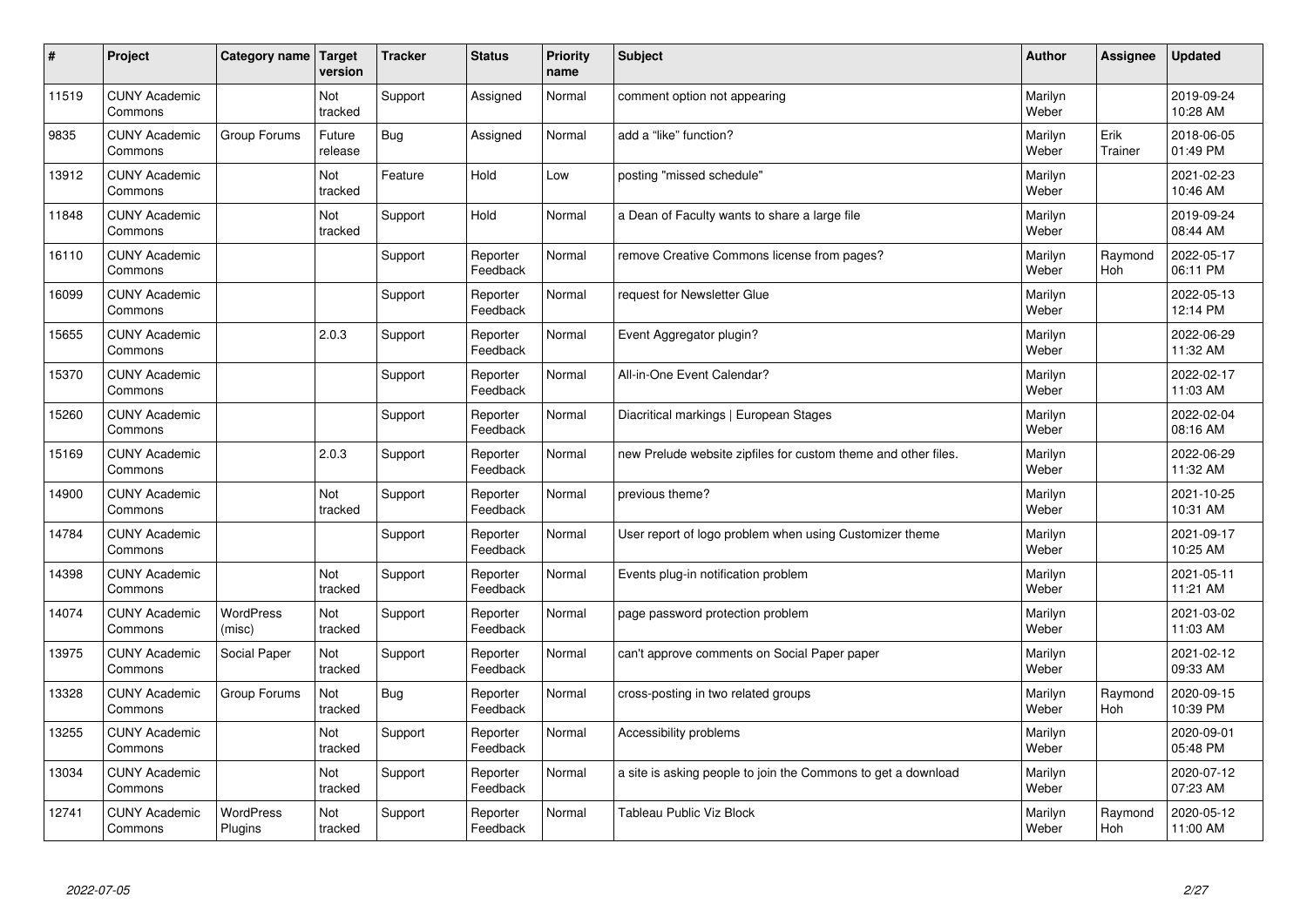| # | Project | Category name | Target version | Tracker | Status | Priority name | Subject | Author | Assignee | Updated |
|---|---|---|---|---|---|---|---|---|---|---|
| 11519 | CUNY Academic Commons | | Not tracked | Support | Assigned | Normal | comment option not appearing | Marilyn Weber | | 2019-09-24 10:28 AM |
| 9835 | CUNY Academic Commons | Group Forums | Future release | Bug | Assigned | Normal | add a "like" function? | Marilyn Weber | Erik Trainer | 2018-06-05 01:49 PM |
| 13912 | CUNY Academic Commons | | Not tracked | Feature | Hold | Low | posting "missed schedule" | Marilyn Weber | | 2021-02-23 10:46 AM |
| 11848 | CUNY Academic Commons | | Not tracked | Support | Hold | Normal | a Dean of Faculty wants to share a large file | Marilyn Weber | | 2019-09-24 08:44 AM |
| 16110 | CUNY Academic Commons | | | Support | Reporter Feedback | Normal | remove Creative Commons license from pages? | Marilyn Weber | Raymond Hoh | 2022-05-17 06:11 PM |
| 16099 | CUNY Academic Commons | | | Support | Reporter Feedback | Normal | request for Newsletter Glue | Marilyn Weber | | 2022-05-13 12:14 PM |
| 15655 | CUNY Academic Commons | | 2.0.3 | Support | Reporter Feedback | Normal | Event Aggregator plugin? | Marilyn Weber | | 2022-06-29 11:32 AM |
| 15370 | CUNY Academic Commons | | | Support | Reporter Feedback | Normal | All-in-One Event Calendar? | Marilyn Weber | | 2022-02-17 11:03 AM |
| 15260 | CUNY Academic Commons | | | Support | Reporter Feedback | Normal | Diacritical markings \| European Stages | Marilyn Weber | | 2022-02-04 08:16 AM |
| 15169 | CUNY Academic Commons | | 2.0.3 | Support | Reporter Feedback | Normal | new Prelude website zipfiles for custom theme and other files. | Marilyn Weber | | 2022-06-29 11:32 AM |
| 14900 | CUNY Academic Commons | | Not tracked | Support | Reporter Feedback | Normal | previous theme? | Marilyn Weber | | 2021-10-25 10:31 AM |
| 14784 | CUNY Academic Commons | | | Support | Reporter Feedback | Normal | User report of logo problem when using Customizer theme | Marilyn Weber | | 2021-09-17 10:25 AM |
| 14398 | CUNY Academic Commons | | Not tracked | Support | Reporter Feedback | Normal | Events plug-in notification problem | Marilyn Weber | | 2021-05-11 11:21 AM |
| 14074 | CUNY Academic Commons | WordPress (misc) | Not tracked | Support | Reporter Feedback | Normal | page password protection problem | Marilyn Weber | | 2021-03-02 11:03 AM |
| 13975 | CUNY Academic Commons | Social Paper | Not tracked | Support | Reporter Feedback | Normal | can't approve comments on Social Paper paper | Marilyn Weber | | 2021-02-12 09:33 AM |
| 13328 | CUNY Academic Commons | Group Forums | Not tracked | Bug | Reporter Feedback | Normal | cross-posting in two related groups | Marilyn Weber | Raymond Hoh | 2020-09-15 10:39 PM |
| 13255 | CUNY Academic Commons | | Not tracked | Support | Reporter Feedback | Normal | Accessibility problems | Marilyn Weber | | 2020-09-01 05:48 PM |
| 13034 | CUNY Academic Commons | | Not tracked | Support | Reporter Feedback | Normal | a site is asking people to join the Commons to get a download | Marilyn Weber | | 2020-07-12 07:23 AM |
| 12741 | CUNY Academic Commons | WordPress Plugins | Not tracked | Support | Reporter Feedback | Normal | Tableau Public Viz Block | Marilyn Weber | Raymond Hoh | 2020-05-12 11:00 AM |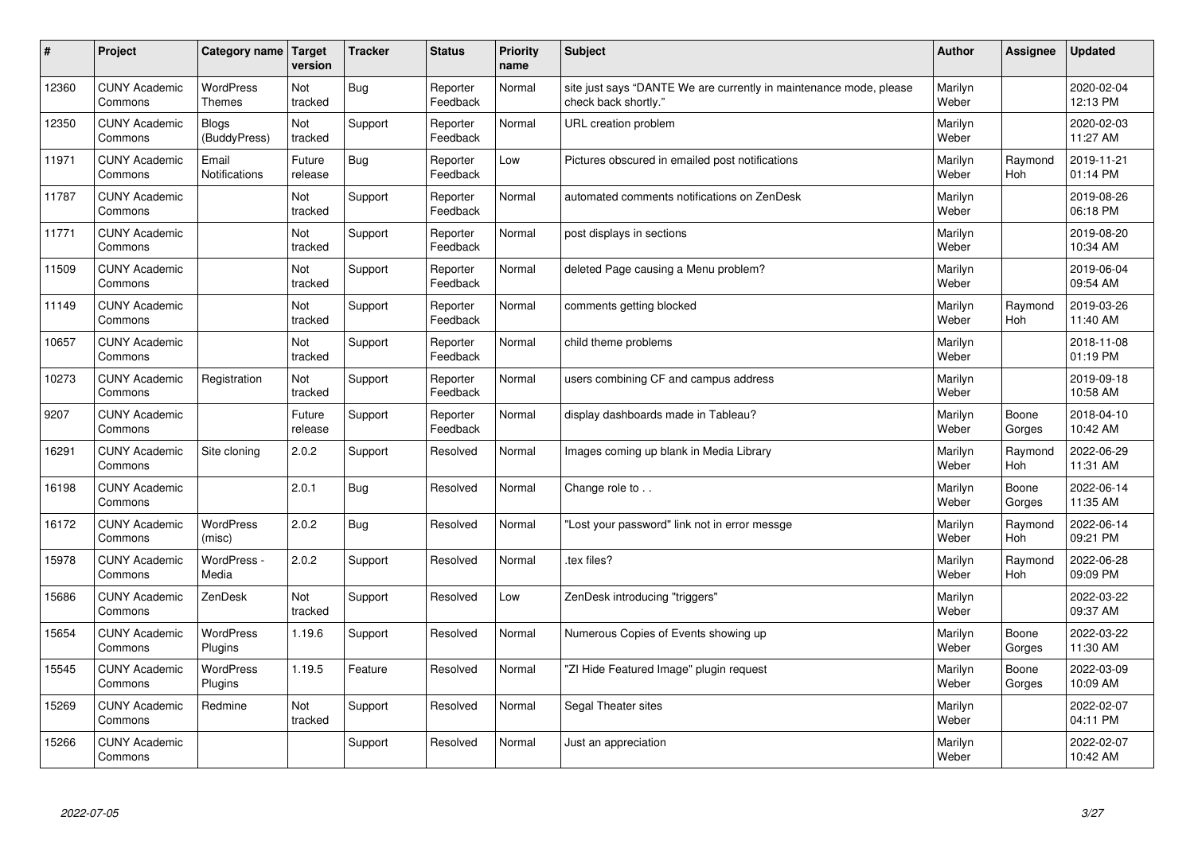| # | Project | Category name | Target version | Tracker | Status | Priority name | Subject | Author | Assignee | Updated |
|---|---|---|---|---|---|---|---|---|---|---|
| 12360 | CUNY Academic Commons | WordPress Themes | Not tracked | Bug | Reporter Feedback | Normal | site just says "DANTE We are currently in maintenance mode, please check back shortly." | Marilyn Weber | | 2020-02-04 12:13 PM |
| 12350 | CUNY Academic Commons | Blogs (BuddyPress) | Not tracked | Support | Reporter Feedback | Normal | URL creation problem | Marilyn Weber | | 2020-02-03 11:27 AM |
| 11971 | CUNY Academic Commons | Email Notifications | Future release | Bug | Reporter Feedback | Low | Pictures obscured in emailed post notifications | Marilyn Weber | Raymond Hoh | 2019-11-21 01:14 PM |
| 11787 | CUNY Academic Commons | | Not tracked | Support | Reporter Feedback | Normal | automated comments notifications on ZenDesk | Marilyn Weber | | 2019-08-26 06:18 PM |
| 11771 | CUNY Academic Commons | | Not tracked | Support | Reporter Feedback | Normal | post displays in sections | Marilyn Weber | | 2019-08-20 10:34 AM |
| 11509 | CUNY Academic Commons | | Not tracked | Support | Reporter Feedback | Normal | deleted Page causing a Menu problem? | Marilyn Weber | | 2019-06-04 09:54 AM |
| 11149 | CUNY Academic Commons | | Not tracked | Support | Reporter Feedback | Normal | comments getting blocked | Marilyn Weber | Raymond Hoh | 2019-03-26 11:40 AM |
| 10657 | CUNY Academic Commons | | Not tracked | Support | Reporter Feedback | Normal | child theme problems | Marilyn Weber | | 2018-11-08 01:19 PM |
| 10273 | CUNY Academic Commons | Registration | Not tracked | Support | Reporter Feedback | Normal | users combining CF and campus address | Marilyn Weber | | 2019-09-18 10:58 AM |
| 9207 | CUNY Academic Commons | | Future release | Support | Reporter Feedback | Normal | display dashboards made in Tableau? | Marilyn Weber | Boone Gorges | 2018-04-10 10:42 AM |
| 16291 | CUNY Academic Commons | Site cloning | 2.0.2 | Support | Resolved | Normal | Images coming up blank in Media Library | Marilyn Weber | Raymond Hoh | 2022-06-29 11:31 AM |
| 16198 | CUNY Academic Commons | | 2.0.1 | Bug | Resolved | Normal | Change role to . . | Marilyn Weber | Boone Gorges | 2022-06-14 11:35 AM |
| 16172 | CUNY Academic Commons | WordPress (misc) | 2.0.2 | Bug | Resolved | Normal | "Lost your password" link not in error messge | Marilyn Weber | Raymond Hoh | 2022-06-14 09:21 PM |
| 15978 | CUNY Academic Commons | WordPress - Media | 2.0.2 | Support | Resolved | Normal | .tex files? | Marilyn Weber | Raymond Hoh | 2022-06-28 09:09 PM |
| 15686 | CUNY Academic Commons | ZenDesk | Not tracked | Support | Resolved | Low | ZenDesk introducing "triggers" | Marilyn Weber | | 2022-03-22 09:37 AM |
| 15654 | CUNY Academic Commons | WordPress Plugins | 1.19.6 | Support | Resolved | Normal | Numerous Copies of Events showing up | Marilyn Weber | Boone Gorges | 2022-03-22 11:30 AM |
| 15545 | CUNY Academic Commons | WordPress Plugins | 1.19.5 | Feature | Resolved | Normal | "ZI Hide Featured Image" plugin request | Marilyn Weber | Boone Gorges | 2022-03-09 10:09 AM |
| 15269 | CUNY Academic Commons | Redmine | Not tracked | Support | Resolved | Normal | Segal Theater sites | Marilyn Weber | | 2022-02-07 04:11 PM |
| 15266 | CUNY Academic Commons | | | Support | Resolved | Normal | Just an appreciation | Marilyn Weber | | 2022-02-07 10:42 AM |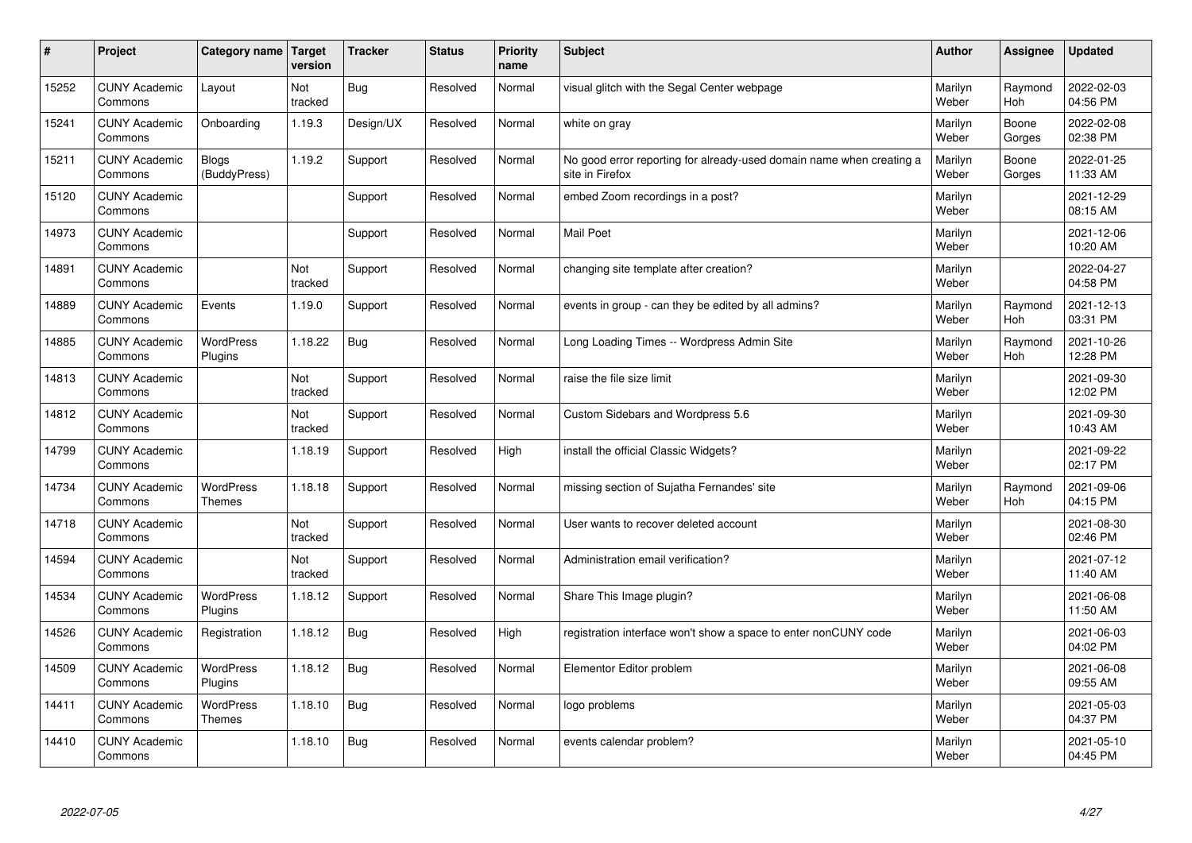| # | Project | Category name | Target version | Tracker | Status | Priority name | Subject | Author | Assignee | Updated |
|---|---|---|---|---|---|---|---|---|---|---|
| 15252 | CUNY Academic Commons | Layout | Not tracked | Bug | Resolved | Normal | visual glitch with the Segal Center webpage | Marilyn Weber | Raymond Hoh | 2022-02-03 04:56 PM |
| 15241 | CUNY Academic Commons | Onboarding | 1.19.3 | Design/UX | Resolved | Normal | white on gray | Marilyn Weber | Boone Gorges | 2022-02-08 02:38 PM |
| 15211 | CUNY Academic Commons | Blogs (BuddyPress) | 1.19.2 | Support | Resolved | Normal | No good error reporting for already-used domain name when creating a site in Firefox | Marilyn Weber | Boone Gorges | 2022-01-25 11:33 AM |
| 15120 | CUNY Academic Commons | | | Support | Resolved | Normal | embed Zoom recordings in a post? | Marilyn Weber | | 2021-12-29 08:15 AM |
| 14973 | CUNY Academic Commons | | | Support | Resolved | Normal | Mail Poet | Marilyn Weber | | 2021-12-06 10:20 AM |
| 14891 | CUNY Academic Commons | | Not tracked | Support | Resolved | Normal | changing site template after creation? | Marilyn Weber | | 2022-04-27 04:58 PM |
| 14889 | CUNY Academic Commons | Events | 1.19.0 | Support | Resolved | Normal | events in group - can they be edited by all admins? | Marilyn Weber | Raymond Hoh | 2021-12-13 03:31 PM |
| 14885 | CUNY Academic Commons | WordPress Plugins | 1.18.22 | Bug | Resolved | Normal | Long Loading Times -- Wordpress Admin Site | Marilyn Weber | Raymond Hoh | 2021-10-26 12:28 PM |
| 14813 | CUNY Academic Commons | | Not tracked | Support | Resolved | Normal | raise the file size limit | Marilyn Weber | | 2021-09-30 12:02 PM |
| 14812 | CUNY Academic Commons | | Not tracked | Support | Resolved | Normal | Custom Sidebars and Wordpress 5.6 | Marilyn Weber | | 2021-09-30 10:43 AM |
| 14799 | CUNY Academic Commons | | 1.18.19 | Support | Resolved | High | install the official Classic Widgets? | Marilyn Weber | | 2021-09-22 02:17 PM |
| 14734 | CUNY Academic Commons | WordPress Themes | 1.18.18 | Support | Resolved | Normal | missing section of Sujatha Fernandes' site | Marilyn Weber | Raymond Hoh | 2021-09-06 04:15 PM |
| 14718 | CUNY Academic Commons | | Not tracked | Support | Resolved | Normal | User wants to recover deleted account | Marilyn Weber | | 2021-08-30 02:46 PM |
| 14594 | CUNY Academic Commons | | Not tracked | Support | Resolved | Normal | Administration email verification? | Marilyn Weber | | 2021-07-12 11:40 AM |
| 14534 | CUNY Academic Commons | WordPress Plugins | 1.18.12 | Support | Resolved | Normal | Share This Image plugin? | Marilyn Weber | | 2021-06-08 11:50 AM |
| 14526 | CUNY Academic Commons | Registration | 1.18.12 | Bug | Resolved | High | registration interface won't show a space to enter nonCUNY code | Marilyn Weber | | 2021-06-03 04:02 PM |
| 14509 | CUNY Academic Commons | WordPress Plugins | 1.18.12 | Bug | Resolved | Normal | Elementor Editor problem | Marilyn Weber | | 2021-06-08 09:55 AM |
| 14411 | CUNY Academic Commons | WordPress Themes | 1.18.10 | Bug | Resolved | Normal | logo problems | Marilyn Weber | | 2021-05-03 04:37 PM |
| 14410 | CUNY Academic Commons | | 1.18.10 | Bug | Resolved | Normal | events calendar problem? | Marilyn Weber | | 2021-05-10 04:45 PM |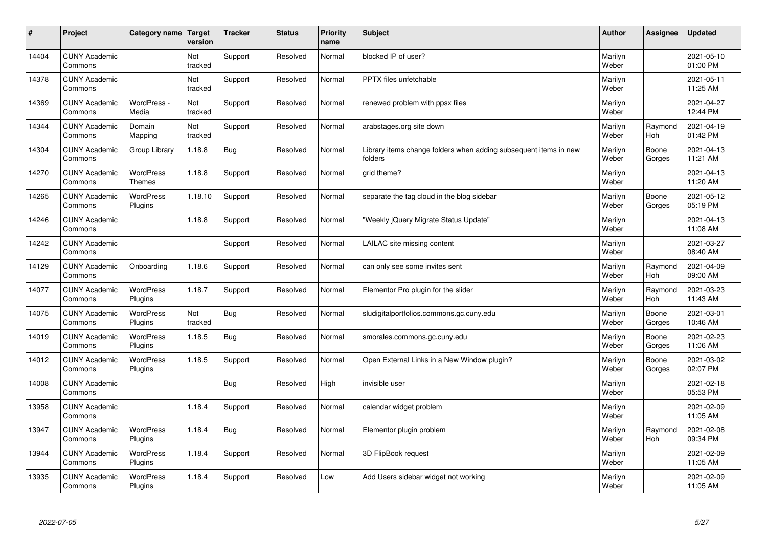| # | Project | Category name | Target version | Tracker | Status | Priority name | Subject | Author | Assignee | Updated |
|---|---|---|---|---|---|---|---|---|---|---|
| 14404 | CUNY Academic Commons | | Not tracked | Support | Resolved | Normal | blocked IP of user? | Marilyn Weber | | 2021-05-10 01:00 PM |
| 14378 | CUNY Academic Commons | | Not tracked | Support | Resolved | Normal | PPTX files unfetchable | Marilyn Weber | | 2021-05-11 11:25 AM |
| 14369 | CUNY Academic Commons | WordPress - Media | Not tracked | Support | Resolved | Normal | renewed problem with ppsx files | Marilyn Weber | | 2021-04-27 12:44 PM |
| 14344 | CUNY Academic Commons | Domain Mapping | Not tracked | Support | Resolved | Normal | arabstages.org site down | Marilyn Weber | Raymond Hoh | 2021-04-19 01:42 PM |
| 14304 | CUNY Academic Commons | Group Library | 1.18.8 | Bug | Resolved | Normal | Library items change folders when adding subsequent items in new folders | Marilyn Weber | Boone Gorges | 2021-04-13 11:21 AM |
| 14270 | CUNY Academic Commons | WordPress Themes | 1.18.8 | Support | Resolved | Normal | grid theme? | Marilyn Weber | | 2021-04-13 11:20 AM |
| 14265 | CUNY Academic Commons | WordPress Plugins | 1.18.10 | Support | Resolved | Normal | separate the tag cloud in the blog sidebar | Marilyn Weber | Boone Gorges | 2021-05-12 05:19 PM |
| 14246 | CUNY Academic Commons | | 1.18.8 | Support | Resolved | Normal | "Weekly jQuery Migrate Status Update" | Marilyn Weber | | 2021-04-13 11:08 AM |
| 14242 | CUNY Academic Commons | | | Support | Resolved | Normal | LAILAC site missing content | Marilyn Weber | | 2021-03-27 08:40 AM |
| 14129 | CUNY Academic Commons | Onboarding | 1.18.6 | Support | Resolved | Normal | can only see some invites sent | Marilyn Weber | Raymond Hoh | 2021-04-09 09:00 AM |
| 14077 | CUNY Academic Commons | WordPress Plugins | 1.18.7 | Support | Resolved | Normal | Elementor Pro plugin for the slider | Marilyn Weber | Raymond Hoh | 2021-03-23 11:43 AM |
| 14075 | CUNY Academic Commons | WordPress Plugins | Not tracked | Bug | Resolved | Normal | sludigitalportfolios.commons.gc.cuny.edu | Marilyn Weber | Boone Gorges | 2021-03-01 10:46 AM |
| 14019 | CUNY Academic Commons | WordPress Plugins | 1.18.5 | Bug | Resolved | Normal | smorales.commons.gc.cuny.edu | Marilyn Weber | Boone Gorges | 2021-02-23 11:06 AM |
| 14012 | CUNY Academic Commons | WordPress Plugins | 1.18.5 | Support | Resolved | Normal | Open External Links in a New Window plugin? | Marilyn Weber | Boone Gorges | 2021-03-02 02:07 PM |
| 14008 | CUNY Academic Commons | | | Bug | Resolved | High | invisible user | Marilyn Weber | | 2021-02-18 05:53 PM |
| 13958 | CUNY Academic Commons | | 1.18.4 | Support | Resolved | Normal | calendar widget problem | Marilyn Weber | | 2021-02-09 11:05 AM |
| 13947 | CUNY Academic Commons | WordPress Plugins | 1.18.4 | Bug | Resolved | Normal | Elementor plugin problem | Marilyn Weber | Raymond Hoh | 2021-02-08 09:34 PM |
| 13944 | CUNY Academic Commons | WordPress Plugins | 1.18.4 | Support | Resolved | Normal | 3D FlipBook request | Marilyn Weber | | 2021-02-09 11:05 AM |
| 13935 | CUNY Academic Commons | WordPress Plugins | 1.18.4 | Support | Resolved | Low | Add Users sidebar widget not working | Marilyn Weber | | 2021-02-09 11:05 AM |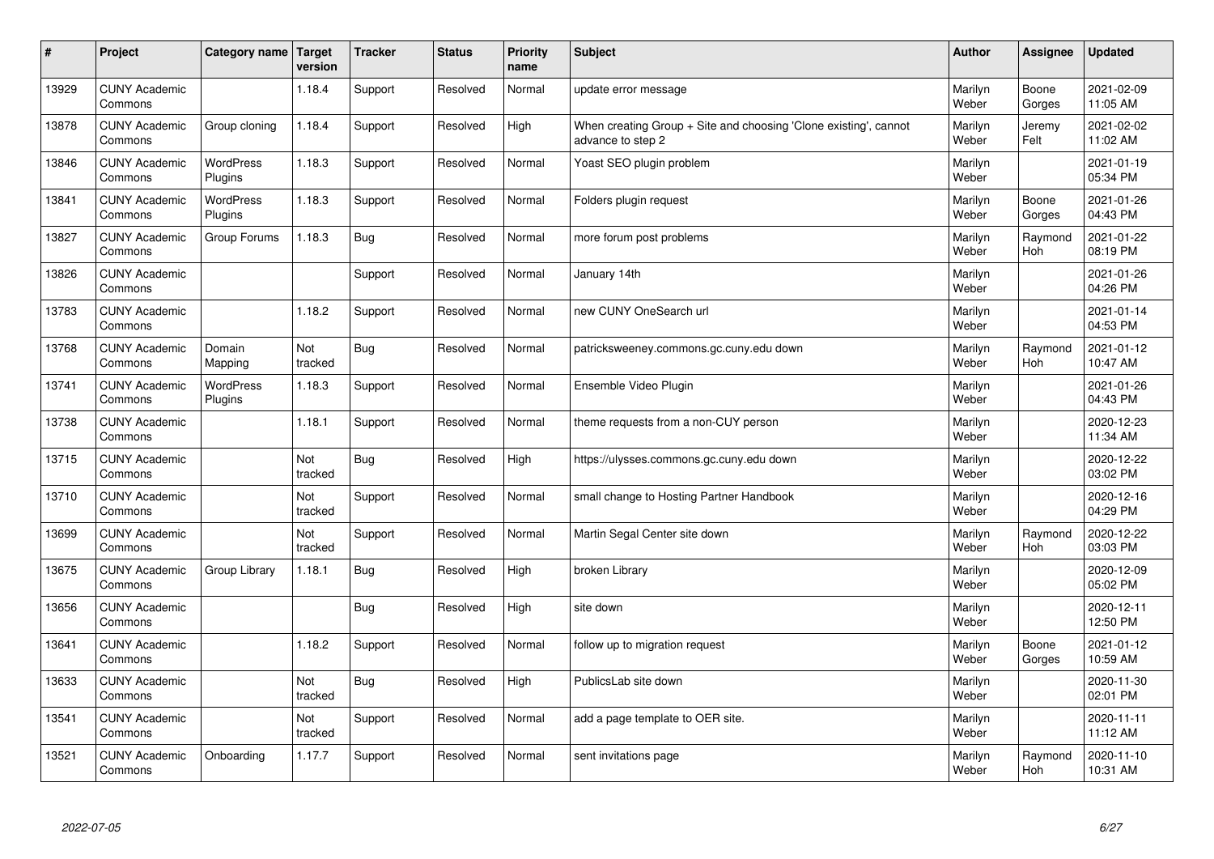| # | Project | Category name | Target version | Tracker | Status | Priority name | Subject | Author | Assignee | Updated |
|---|---|---|---|---|---|---|---|---|---|---|
| 13929 | CUNY Academic Commons | | 1.18.4 | Support | Resolved | Normal | update error message | Marilyn Weber | Boone Gorges | 2021-02-09 11:05 AM |
| 13878 | CUNY Academic Commons | Group cloning | 1.18.4 | Support | Resolved | High | When creating Group + Site and choosing 'Clone existing', cannot advance to step 2 | Marilyn Weber | Jeremy Felt | 2021-02-02 11:02 AM |
| 13846 | CUNY Academic Commons | WordPress Plugins | 1.18.3 | Support | Resolved | Normal | Yoast SEO plugin problem | Marilyn Weber | | 2021-01-19 05:34 PM |
| 13841 | CUNY Academic Commons | WordPress Plugins | 1.18.3 | Support | Resolved | Normal | Folders plugin request | Marilyn Weber | Boone Gorges | 2021-01-26 04:43 PM |
| 13827 | CUNY Academic Commons | Group Forums | 1.18.3 | Bug | Resolved | Normal | more forum post problems | Marilyn Weber | Raymond Hoh | 2021-01-22 08:19 PM |
| 13826 | CUNY Academic Commons | | | Support | Resolved | Normal | January 14th | Marilyn Weber | | 2021-01-26 04:26 PM |
| 13783 | CUNY Academic Commons | | 1.18.2 | Support | Resolved | Normal | new CUNY OneSearch url | Marilyn Weber | | 2021-01-14 04:53 PM |
| 13768 | CUNY Academic Commons | Domain Mapping | Not tracked | Bug | Resolved | Normal | patricksweeney.commons.gc.cuny.edu down | Marilyn Weber | Raymond Hoh | 2021-01-12 10:47 AM |
| 13741 | CUNY Academic Commons | WordPress Plugins | 1.18.3 | Support | Resolved | Normal | Ensemble Video Plugin | Marilyn Weber | | 2021-01-26 04:43 PM |
| 13738 | CUNY Academic Commons | | 1.18.1 | Support | Resolved | Normal | theme requests from a non-CUY person | Marilyn Weber | | 2020-12-23 11:34 AM |
| 13715 | CUNY Academic Commons | | Not tracked | Bug | Resolved | High | https://ulysses.commons.gc.cuny.edu down | Marilyn Weber | | 2020-12-22 03:02 PM |
| 13710 | CUNY Academic Commons | | Not tracked | Support | Resolved | Normal | small change to Hosting Partner Handbook | Marilyn Weber | | 2020-12-16 04:29 PM |
| 13699 | CUNY Academic Commons | | Not tracked | Support | Resolved | Normal | Martin Segal Center site down | Marilyn Weber | Raymond Hoh | 2020-12-22 03:03 PM |
| 13675 | CUNY Academic Commons | Group Library | 1.18.1 | Bug | Resolved | High | broken Library | Marilyn Weber | | 2020-12-09 05:02 PM |
| 13656 | CUNY Academic Commons | | | Bug | Resolved | High | site down | Marilyn Weber | | 2020-12-11 12:50 PM |
| 13641 | CUNY Academic Commons | | 1.18.2 | Support | Resolved | Normal | follow up to migration request | Marilyn Weber | Boone Gorges | 2021-01-12 10:59 AM |
| 13633 | CUNY Academic Commons | | Not tracked | Bug | Resolved | High | PublicsLab site down | Marilyn Weber | | 2020-11-30 02:01 PM |
| 13541 | CUNY Academic Commons | | Not tracked | Support | Resolved | Normal | add a page template to OER site. | Marilyn Weber | | 2020-11-11 11:12 AM |
| 13521 | CUNY Academic Commons | Onboarding | 1.17.7 | Support | Resolved | Normal | sent invitations page | Marilyn Weber | Raymond Hoh | 2020-11-10 10:31 AM |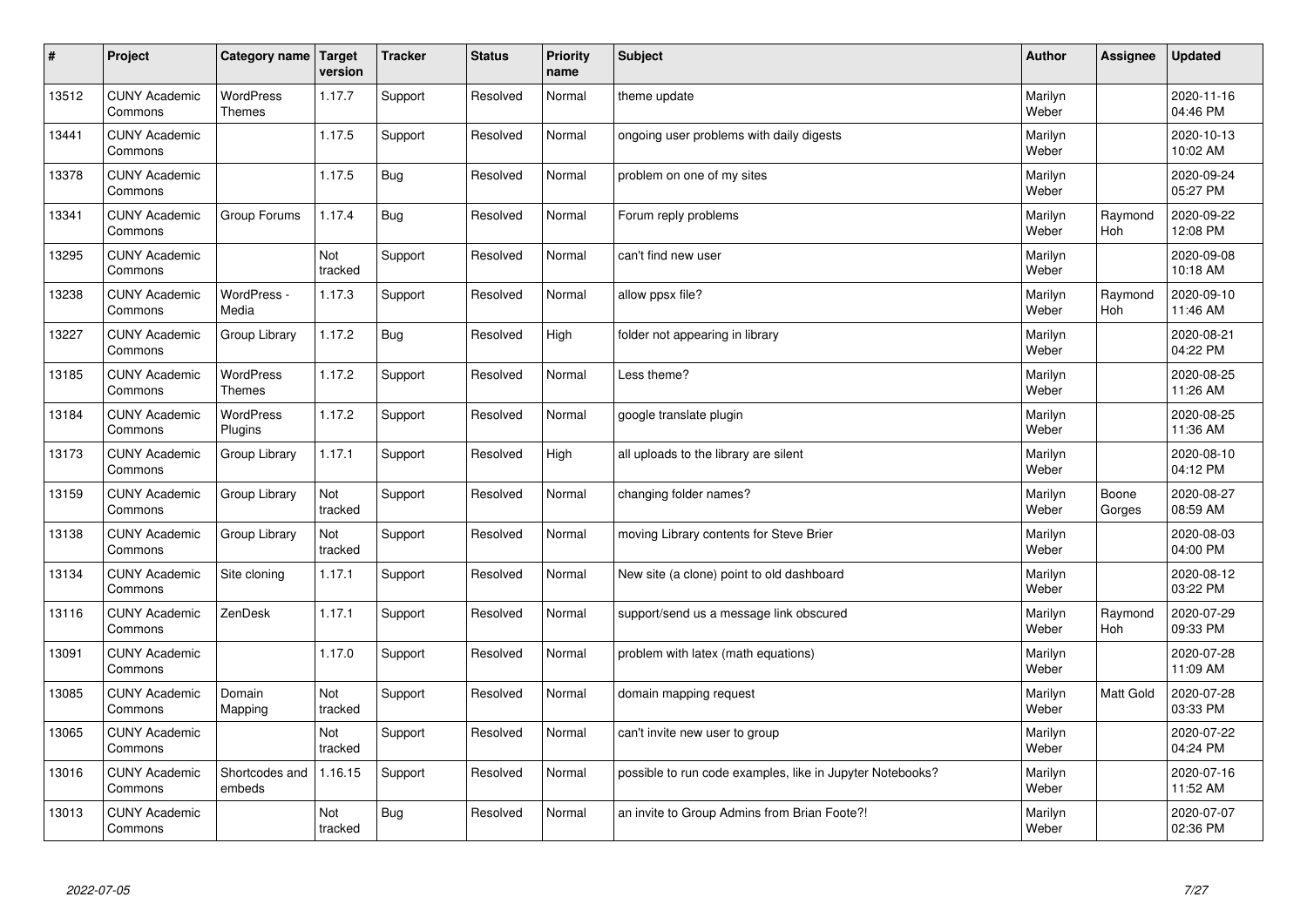| # | Project | Category name | Target version | Tracker | Status | Priority name | Subject | Author | Assignee | Updated |
|---|---|---|---|---|---|---|---|---|---|---|
| 13512 | CUNY Academic Commons | WordPress Themes | 1.17.7 | Support | Resolved | Normal | theme update | Marilyn Weber | | 2020-11-16 04:46 PM |
| 13441 | CUNY Academic Commons | | 1.17.5 | Support | Resolved | Normal | ongoing user problems with daily digests | Marilyn Weber | | 2020-10-13 10:02 AM |
| 13378 | CUNY Academic Commons | | 1.17.5 | Bug | Resolved | Normal | problem on one of my sites | Marilyn Weber | | 2020-09-24 05:27 PM |
| 13341 | CUNY Academic Commons | Group Forums | 1.17.4 | Bug | Resolved | Normal | Forum reply problems | Marilyn Weber | Raymond Hoh | 2020-09-22 12:08 PM |
| 13295 | CUNY Academic Commons | | Not tracked | Support | Resolved | Normal | can't find new user | Marilyn Weber | | 2020-09-08 10:18 AM |
| 13238 | CUNY Academic Commons | WordPress - Media | 1.17.3 | Support | Resolved | Normal | allow ppsx file? | Marilyn Weber | Raymond Hoh | 2020-09-10 11:46 AM |
| 13227 | CUNY Academic Commons | Group Library | 1.17.2 | Bug | Resolved | High | folder not appearing in library | Marilyn Weber | | 2020-08-21 04:22 PM |
| 13185 | CUNY Academic Commons | WordPress Themes | 1.17.2 | Support | Resolved | Normal | Less theme? | Marilyn Weber | | 2020-08-25 11:26 AM |
| 13184 | CUNY Academic Commons | WordPress Plugins | 1.17.2 | Support | Resolved | Normal | google translate plugin | Marilyn Weber | | 2020-08-25 11:36 AM |
| 13173 | CUNY Academic Commons | Group Library | 1.17.1 | Support | Resolved | High | all uploads to the library are silent | Marilyn Weber | | 2020-08-10 04:12 PM |
| 13159 | CUNY Academic Commons | Group Library | Not tracked | Support | Resolved | Normal | changing folder names? | Marilyn Weber | Boone Gorges | 2020-08-27 08:59 AM |
| 13138 | CUNY Academic Commons | Group Library | Not tracked | Support | Resolved | Normal | moving Library contents for Steve Brier | Marilyn Weber | | 2020-08-03 04:00 PM |
| 13134 | CUNY Academic Commons | Site cloning | 1.17.1 | Support | Resolved | Normal | New site (a clone) point to old dashboard | Marilyn Weber | | 2020-08-12 03:22 PM |
| 13116 | CUNY Academic Commons | ZenDesk | 1.17.1 | Support | Resolved | Normal | support/send us a message link obscured | Marilyn Weber | Raymond Hoh | 2020-07-29 09:33 PM |
| 13091 | CUNY Academic Commons | | 1.17.0 | Support | Resolved | Normal | problem with latex (math equations) | Marilyn Weber | | 2020-07-28 11:09 AM |
| 13085 | CUNY Academic Commons | Domain Mapping | Not tracked | Support | Resolved | Normal | domain mapping request | Marilyn Weber | Matt Gold | 2020-07-28 03:33 PM |
| 13065 | CUNY Academic Commons | | Not tracked | Support | Resolved | Normal | can't invite new user to group | Marilyn Weber | | 2020-07-22 04:24 PM |
| 13016 | CUNY Academic Commons | Shortcodes and embeds | 1.16.15 | Support | Resolved | Normal | possible to run code examples, like in Jupyter Notebooks? | Marilyn Weber | | 2020-07-16 11:52 AM |
| 13013 | CUNY Academic Commons | | Not tracked | Bug | Resolved | Normal | an invite to Group Admins from Brian Foote?! | Marilyn Weber | | 2020-07-07 02:36 PM |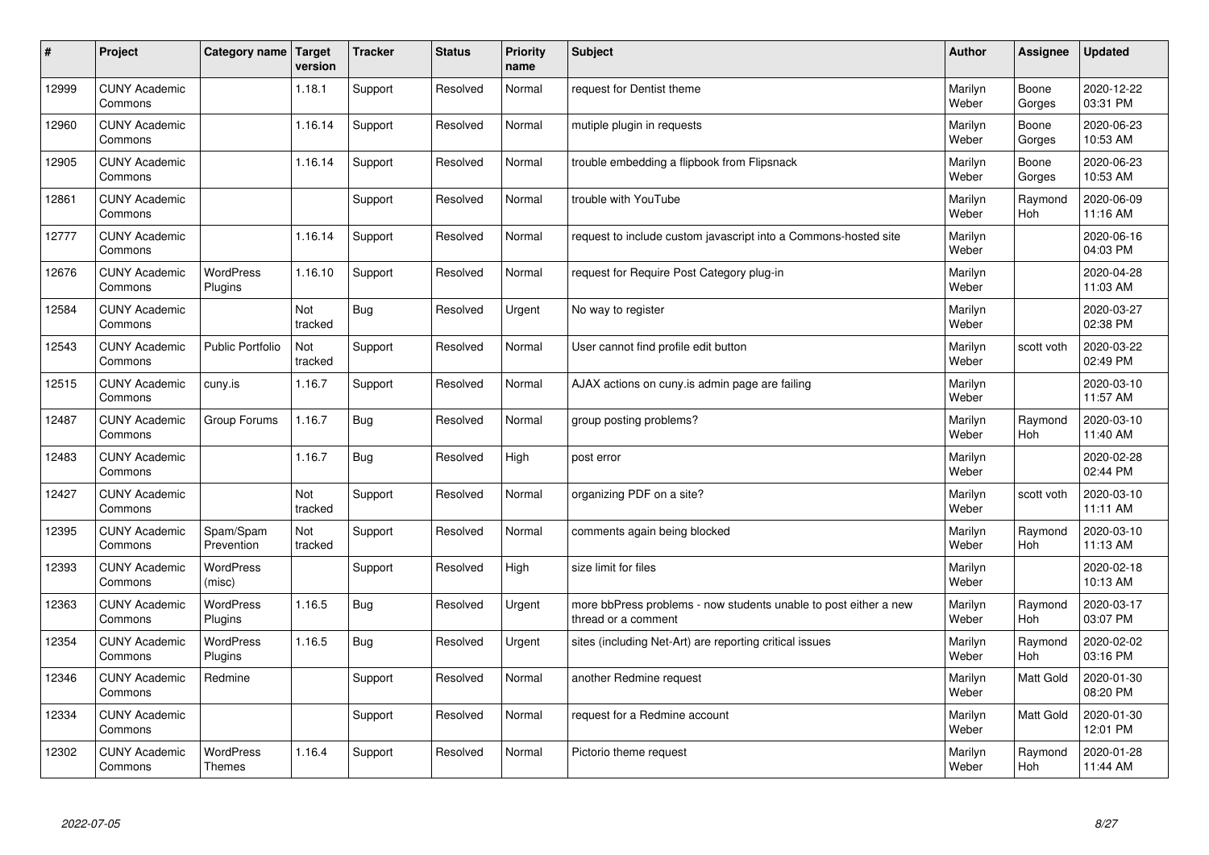| # | Project | Category name | Target version | Tracker | Status | Priority name | Subject | Author | Assignee | Updated |
|---|---|---|---|---|---|---|---|---|---|---|
| 12999 | CUNY Academic Commons | | 1.18.1 | Support | Resolved | Normal | request for Dentist theme | Marilyn Weber | Boone Gorges | 2020-12-22 03:31 PM |
| 12960 | CUNY Academic Commons | | 1.16.14 | Support | Resolved | Normal | mutiple plugin in requests | Marilyn Weber | Boone Gorges | 2020-06-23 10:53 AM |
| 12905 | CUNY Academic Commons | | 1.16.14 | Support | Resolved | Normal | trouble embedding a flipbook from Flipsnack | Marilyn Weber | Boone Gorges | 2020-06-23 10:53 AM |
| 12861 | CUNY Academic Commons | | | Support | Resolved | Normal | trouble with YouTube | Marilyn Weber | Raymond Hoh | 2020-06-09 11:16 AM |
| 12777 | CUNY Academic Commons | | 1.16.14 | Support | Resolved | Normal | request to include custom javascript into a Commons-hosted site | Marilyn Weber | | 2020-06-16 04:03 PM |
| 12676 | CUNY Academic Commons | WordPress Plugins | 1.16.10 | Support | Resolved | Normal | request for Require Post Category plug-in | Marilyn Weber | | 2020-04-28 11:03 AM |
| 12584 | CUNY Academic Commons | | Not tracked | Bug | Resolved | Urgent | No way to register | Marilyn Weber | | 2020-03-27 02:38 PM |
| 12543 | CUNY Academic Commons | Public Portfolio | Not tracked | Support | Resolved | Normal | User cannot find profile edit button | Marilyn Weber | scott voth | 2020-03-22 02:49 PM |
| 12515 | CUNY Academic Commons | cuny.is | 1.16.7 | Support | Resolved | Normal | AJAX actions on cuny.is admin page are failing | Marilyn Weber | | 2020-03-10 11:57 AM |
| 12487 | CUNY Academic Commons | Group Forums | 1.16.7 | Bug | Resolved | Normal | group posting problems? | Marilyn Weber | Raymond Hoh | 2020-03-10 11:40 AM |
| 12483 | CUNY Academic Commons | | 1.16.7 | Bug | Resolved | High | post error | Marilyn Weber | | 2020-02-28 02:44 PM |
| 12427 | CUNY Academic Commons | | Not tracked | Support | Resolved | Normal | organizing PDF on a site? | Marilyn Weber | scott voth | 2020-03-10 11:11 AM |
| 12395 | CUNY Academic Commons | Spam/Spam Prevention | Not tracked | Support | Resolved | Normal | comments again being blocked | Marilyn Weber | Raymond Hoh | 2020-03-10 11:13 AM |
| 12393 | CUNY Academic Commons | WordPress (misc) | | Support | Resolved | High | size limit for files | Marilyn Weber | | 2020-02-18 10:13 AM |
| 12363 | CUNY Academic Commons | WordPress Plugins | 1.16.5 | Bug | Resolved | Urgent | more bbPress problems - now students unable to post either a new thread or a comment | Marilyn Weber | Raymond Hoh | 2020-03-17 03:07 PM |
| 12354 | CUNY Academic Commons | WordPress Plugins | 1.16.5 | Bug | Resolved | Urgent | sites (including Net-Art) are reporting critical issues | Marilyn Weber | Raymond Hoh | 2020-02-02 03:16 PM |
| 12346 | CUNY Academic Commons | Redmine | | Support | Resolved | Normal | another Redmine request | Marilyn Weber | Matt Gold | 2020-01-30 08:20 PM |
| 12334 | CUNY Academic Commons | | | Support | Resolved | Normal | request for a Redmine account | Marilyn Weber | Matt Gold | 2020-01-30 12:01 PM |
| 12302 | CUNY Academic Commons | WordPress Themes | 1.16.4 | Support | Resolved | Normal | Pictorio theme request | Marilyn Weber | Raymond Hoh | 2020-01-28 11:44 AM |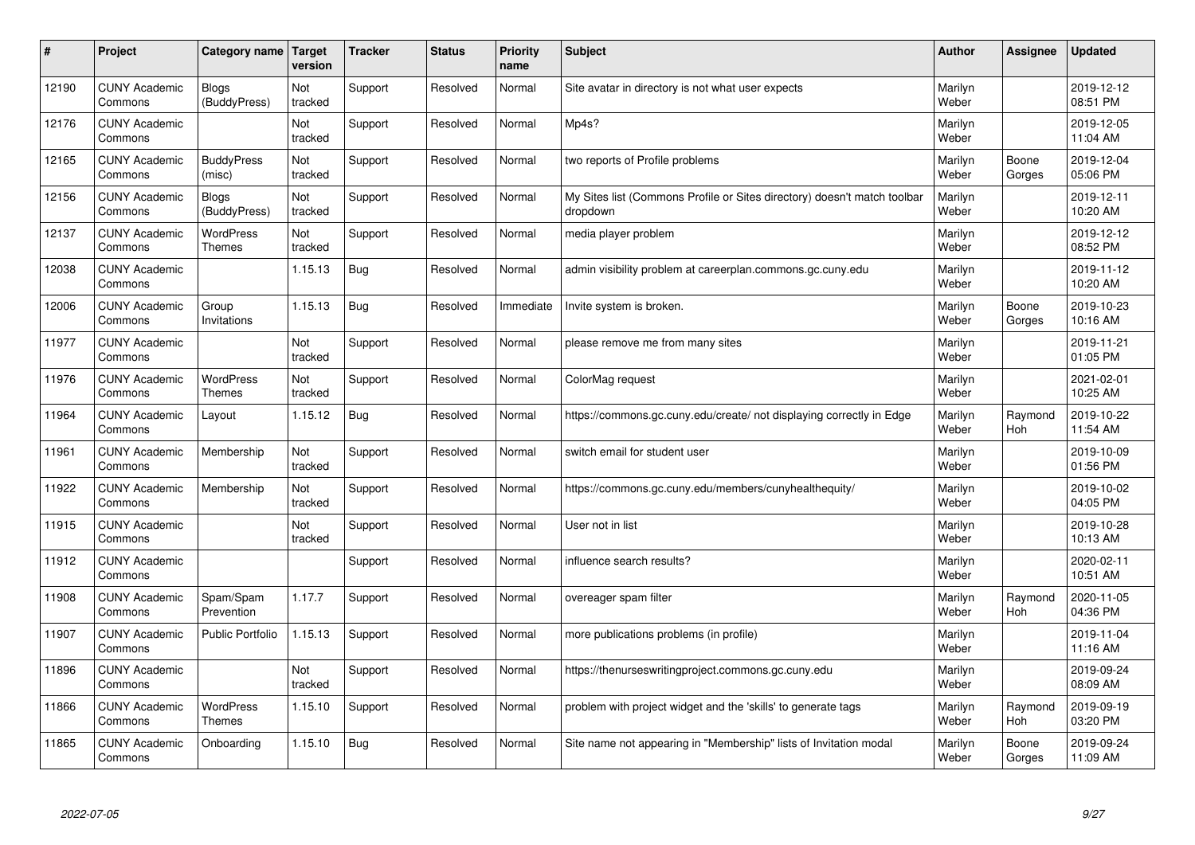| # | Project | Category name | Target version | Tracker | Status | Priority name | Subject | Author | Assignee | Updated |
|---|---|---|---|---|---|---|---|---|---|---|
| 12190 | CUNY Academic Commons | Blogs (BuddyPress) | Not tracked | Support | Resolved | Normal | Site avatar in directory is not what user expects | Marilyn Weber | | 2019-12-12 08:51 PM |
| 12176 | CUNY Academic Commons | | Not tracked | Support | Resolved | Normal | Mp4s? | Marilyn Weber | | 2019-12-05 11:04 AM |
| 12165 | CUNY Academic Commons | BuddyPress (misc) | Not tracked | Support | Resolved | Normal | two reports of Profile problems | Marilyn Weber | Boone Gorges | 2019-12-04 05:06 PM |
| 12156 | CUNY Academic Commons | Blogs (BuddyPress) | Not tracked | Support | Resolved | Normal | My Sites list (Commons Profile or Sites directory) doesn't match toolbar dropdown | Marilyn Weber | | 2019-12-11 10:20 AM |
| 12137 | CUNY Academic Commons | WordPress Themes | Not tracked | Support | Resolved | Normal | media player problem | Marilyn Weber | | 2019-12-12 08:52 PM |
| 12038 | CUNY Academic Commons | | 1.15.13 | Bug | Resolved | Normal | admin visibility problem at careerplan.commons.gc.cuny.edu | Marilyn Weber | | 2019-11-12 10:20 AM |
| 12006 | CUNY Academic Commons | Group Invitations | 1.15.13 | Bug | Resolved | Immediate | Invite system is broken. | Marilyn Weber | Boone Gorges | 2019-10-23 10:16 AM |
| 11977 | CUNY Academic Commons | | Not tracked | Support | Resolved | Normal | please remove me from many sites | Marilyn Weber | | 2019-11-21 01:05 PM |
| 11976 | CUNY Academic Commons | WordPress Themes | Not tracked | Support | Resolved | Normal | ColorMag request | Marilyn Weber | | 2021-02-01 10:25 AM |
| 11964 | CUNY Academic Commons | Layout | 1.15.12 | Bug | Resolved | Normal | https://commons.gc.cuny.edu/create/ not displaying correctly in Edge | Marilyn Weber | Raymond Hoh | 2019-10-22 11:54 AM |
| 11961 | CUNY Academic Commons | Membership | Not tracked | Support | Resolved | Normal | switch email for student user | Marilyn Weber | | 2019-10-09 01:56 PM |
| 11922 | CUNY Academic Commons | Membership | Not tracked | Support | Resolved | Normal | https://commons.gc.cuny.edu/members/cunyhealthequity/ | Marilyn Weber | | 2019-10-02 04:05 PM |
| 11915 | CUNY Academic Commons | | Not tracked | Support | Resolved | Normal | User not in list | Marilyn Weber | | 2019-10-28 10:13 AM |
| 11912 | CUNY Academic Commons | | | Support | Resolved | Normal | influence search results? | Marilyn Weber | | 2020-02-11 10:51 AM |
| 11908 | CUNY Academic Commons | Spam/Spam Prevention | 1.17.7 | Support | Resolved | Normal | overeager spam filter | Marilyn Weber | Raymond Hoh | 2020-11-05 04:36 PM |
| 11907 | CUNY Academic Commons | Public Portfolio | 1.15.13 | Support | Resolved | Normal | more publications problems (in profile) | Marilyn Weber | | 2019-11-04 11:16 AM |
| 11896 | CUNY Academic Commons | | Not tracked | Support | Resolved | Normal | https://thenurseswritingproject.commons.gc.cuny.edu | Marilyn Weber | | 2019-09-24 08:09 AM |
| 11866 | CUNY Academic Commons | WordPress Themes | 1.15.10 | Support | Resolved | Normal | problem with project widget and the 'skills' to generate tags | Marilyn Weber | Raymond Hoh | 2019-09-19 03:20 PM |
| 11865 | CUNY Academic Commons | Onboarding | 1.15.10 | Bug | Resolved | Normal | Site name not appearing in "Membership" lists of Invitation modal | Marilyn Weber | Boone Gorges | 2019-09-24 11:09 AM |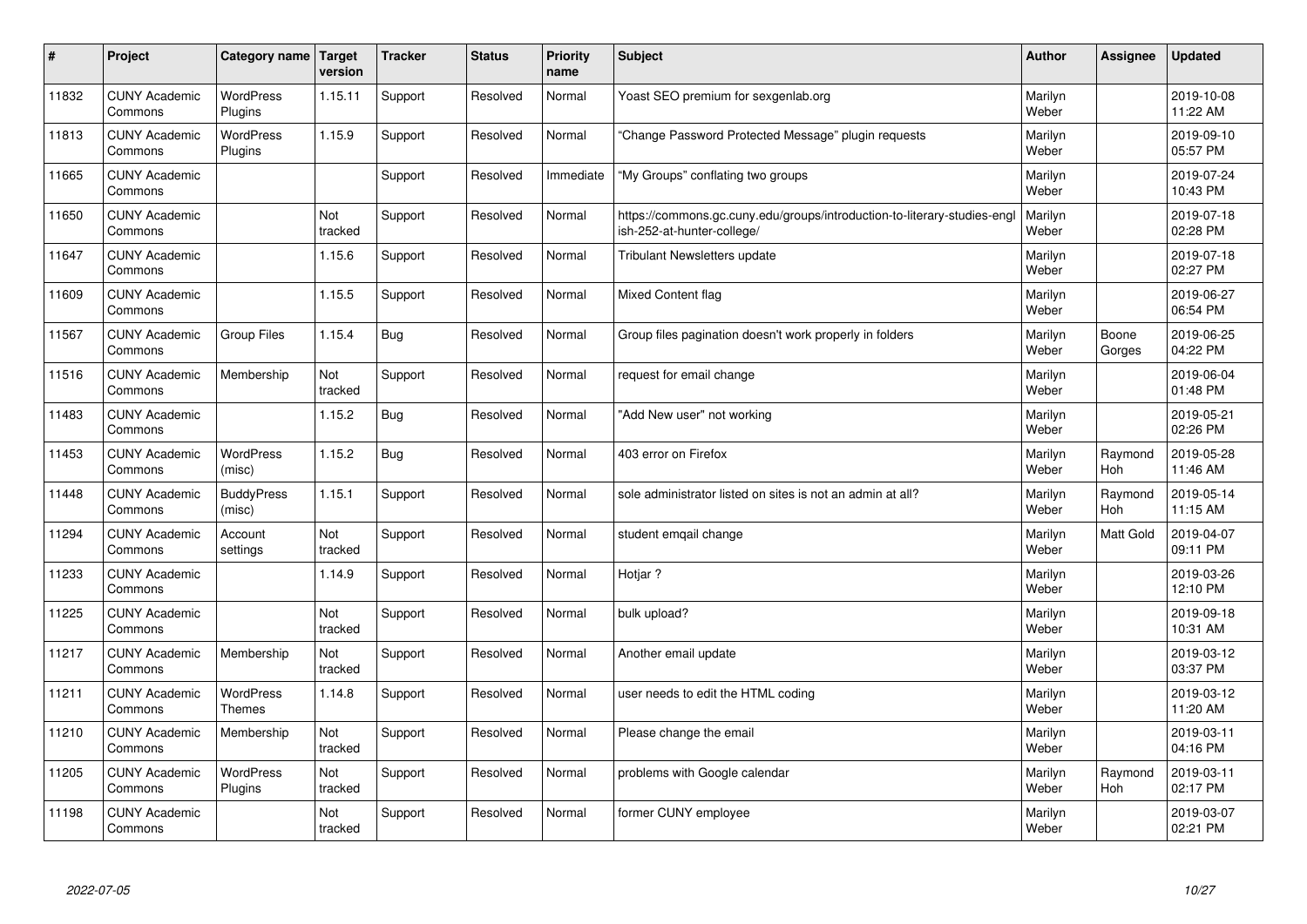| # | Project | Category name | Target version | Tracker | Status | Priority name | Subject | Author | Assignee | Updated |
|---|---|---|---|---|---|---|---|---|---|---|
| 11832 | CUNY Academic Commons | WordPress Plugins | 1.15.11 | Support | Resolved | Normal | Yoast SEO premium for sexgenlab.org | Marilyn Weber | | 2019-10-08 11:22 AM |
| 11813 | CUNY Academic Commons | WordPress Plugins | 1.15.9 | Support | Resolved | Normal | "Change Password Protected Message" plugin requests | Marilyn Weber | | 2019-09-10 05:57 PM |
| 11665 | CUNY Academic Commons | | | Support | Resolved | Immediate | "My Groups" conflating two groups | Marilyn Weber | | 2019-07-24 10:43 PM |
| 11650 | CUNY Academic Commons | | Not tracked | Support | Resolved | Normal | https://commons.gc.cuny.edu/groups/introduction-to-literary-studies-english-252-at-hunter-college/ | Marilyn Weber | | 2019-07-18 02:28 PM |
| 11647 | CUNY Academic Commons | | 1.15.6 | Support | Resolved | Normal | Tribulant Newsletters update | Marilyn Weber | | 2019-07-18 02:27 PM |
| 11609 | CUNY Academic Commons | | 1.15.5 | Support | Resolved | Normal | Mixed Content flag | Marilyn Weber | | 2019-06-27 06:54 PM |
| 11567 | CUNY Academic Commons | Group Files | 1.15.4 | Bug | Resolved | Normal | Group files pagination doesn't work properly in folders | Marilyn Weber | Boone Gorges | 2019-06-25 04:22 PM |
| 11516 | CUNY Academic Commons | Membership | Not tracked | Support | Resolved | Normal | request for email change | Marilyn Weber | | 2019-06-04 01:48 PM |
| 11483 | CUNY Academic Commons | | 1.15.2 | Bug | Resolved | Normal | "Add New user" not working | Marilyn Weber | | 2019-05-21 02:26 PM |
| 11453 | CUNY Academic Commons | WordPress (misc) | 1.15.2 | Bug | Resolved | Normal | 403 error on Firefox | Marilyn Weber | Raymond Hoh | 2019-05-28 11:46 AM |
| 11448 | CUNY Academic Commons | BuddyPress (misc) | 1.15.1 | Support | Resolved | Normal | sole administrator listed on sites is not an admin at all? | Marilyn Weber | Raymond Hoh | 2019-05-14 11:15 AM |
| 11294 | CUNY Academic Commons | Account settings | Not tracked | Support | Resolved | Normal | student emqail change | Marilyn Weber | Matt Gold | 2019-04-07 09:11 PM |
| 11233 | CUNY Academic Commons | | 1.14.9 | Support | Resolved | Normal | Hotjar ? | Marilyn Weber | | 2019-03-26 12:10 PM |
| 11225 | CUNY Academic Commons | | Not tracked | Support | Resolved | Normal | bulk upload? | Marilyn Weber | | 2019-09-18 10:31 AM |
| 11217 | CUNY Academic Commons | Membership | Not tracked | Support | Resolved | Normal | Another email update | Marilyn Weber | | 2019-03-12 03:37 PM |
| 11211 | CUNY Academic Commons | WordPress Themes | 1.14.8 | Support | Resolved | Normal | user needs to edit the HTML coding | Marilyn Weber | | 2019-03-12 11:20 AM |
| 11210 | CUNY Academic Commons | Membership | Not tracked | Support | Resolved | Normal | Please change the email | Marilyn Weber | | 2019-03-11 04:16 PM |
| 11205 | CUNY Academic Commons | WordPress Plugins | Not tracked | Support | Resolved | Normal | problems with Google calendar | Marilyn Weber | Raymond Hoh | 2019-03-11 02:17 PM |
| 11198 | CUNY Academic Commons | | Not tracked | Support | Resolved | Normal | former CUNY employee | Marilyn Weber | | 2019-03-07 02:21 PM |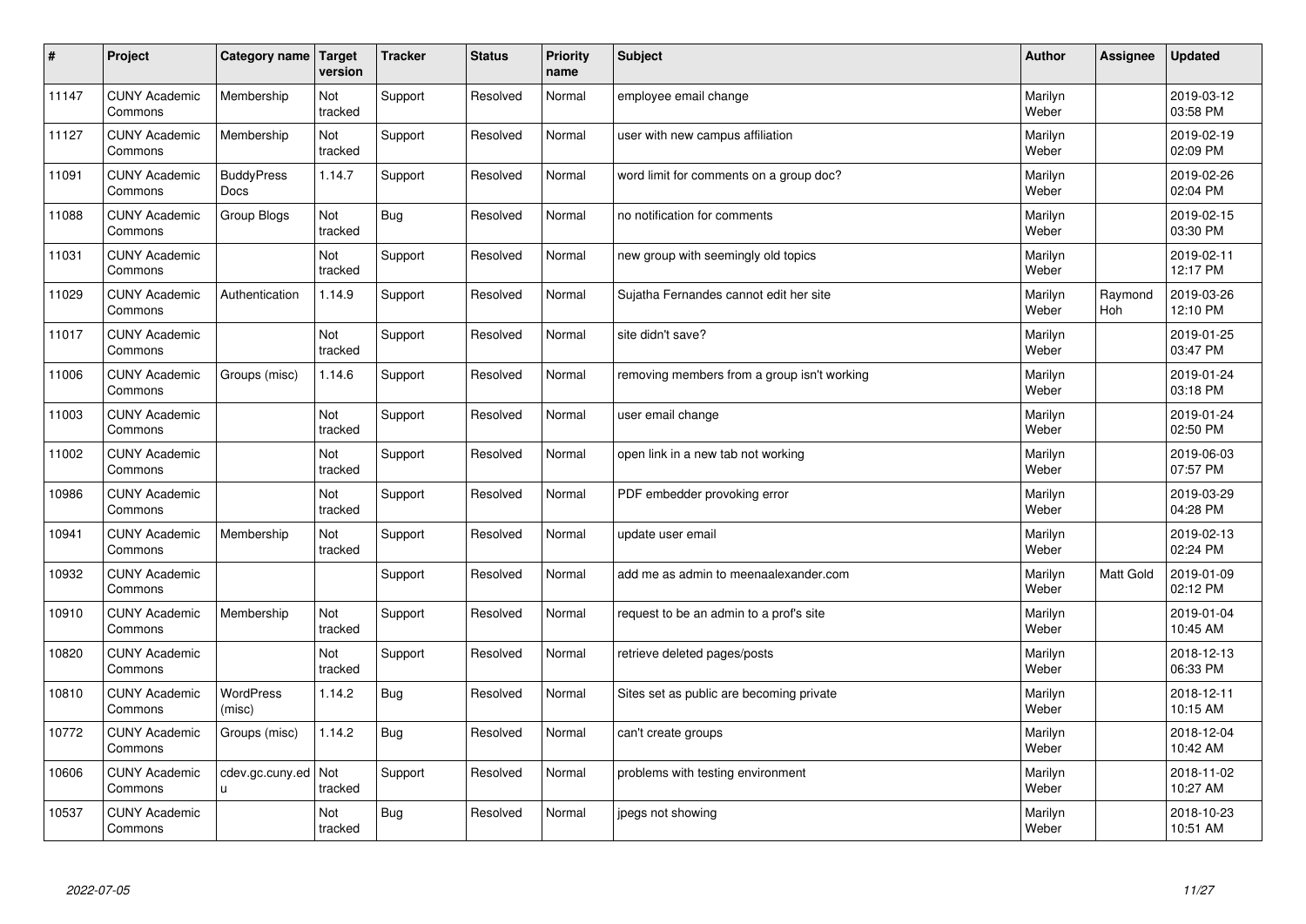| # | Project | Category name | Target version | Tracker | Status | Priority name | Subject | Author | Assignee | Updated |
|---|---|---|---|---|---|---|---|---|---|---|
| 11147 | CUNY Academic Commons | Membership | Not tracked | Support | Resolved | Normal | employee email change | Marilyn Weber | | 2019-03-12 03:58 PM |
| 11127 | CUNY Academic Commons | Membership | Not tracked | Support | Resolved | Normal | user with new campus affiliation | Marilyn Weber | | 2019-02-19 02:09 PM |
| 11091 | CUNY Academic Commons | BuddyPress Docs | 1.14.7 | Support | Resolved | Normal | word limit for comments on a group doc? | Marilyn Weber | | 2019-02-26 02:04 PM |
| 11088 | CUNY Academic Commons | Group Blogs | Not tracked | Bug | Resolved | Normal | no notification for comments | Marilyn Weber | | 2019-02-15 03:30 PM |
| 11031 | CUNY Academic Commons | | Not tracked | Support | Resolved | Normal | new group with seemingly old topics | Marilyn Weber | | 2019-02-11 12:17 PM |
| 11029 | CUNY Academic Commons | Authentication | 1.14.9 | Support | Resolved | Normal | Sujatha Fernandes cannot edit her site | Marilyn Weber | Raymond Hoh | 2019-03-26 12:10 PM |
| 11017 | CUNY Academic Commons | | Not tracked | Support | Resolved | Normal | site didn't save? | Marilyn Weber | | 2019-01-25 03:47 PM |
| 11006 | CUNY Academic Commons | Groups (misc) | 1.14.6 | Support | Resolved | Normal | removing members from a group isn't working | Marilyn Weber | | 2019-01-24 03:18 PM |
| 11003 | CUNY Academic Commons | | Not tracked | Support | Resolved | Normal | user email change | Marilyn Weber | | 2019-01-24 02:50 PM |
| 11002 | CUNY Academic Commons | | Not tracked | Support | Resolved | Normal | open link in a new tab not working | Marilyn Weber | | 2019-06-03 07:57 PM |
| 10986 | CUNY Academic Commons | | Not tracked | Support | Resolved | Normal | PDF embedder provoking error | Marilyn Weber | | 2019-03-29 04:28 PM |
| 10941 | CUNY Academic Commons | Membership | Not tracked | Support | Resolved | Normal | update user email | Marilyn Weber | | 2019-02-13 02:24 PM |
| 10932 | CUNY Academic Commons | | | Support | Resolved | Normal | add me as admin to meenaalexander.com | Marilyn Weber | Matt Gold | 2019-01-09 02:12 PM |
| 10910 | CUNY Academic Commons | Membership | Not tracked | Support | Resolved | Normal | request to be an admin to a prof's site | Marilyn Weber | | 2019-01-04 10:45 AM |
| 10820 | CUNY Academic Commons | | Not tracked | Support | Resolved | Normal | retrieve deleted pages/posts | Marilyn Weber | | 2018-12-13 06:33 PM |
| 10810 | CUNY Academic Commons | WordPress (misc) | 1.14.2 | Bug | Resolved | Normal | Sites set as public are becoming private | Marilyn Weber | | 2018-12-11 10:15 AM |
| 10772 | CUNY Academic Commons | Groups (misc) | 1.14.2 | Bug | Resolved | Normal | can't create groups | Marilyn Weber | | 2018-12-04 10:42 AM |
| 10606 | CUNY Academic Commons | cdev.gc.cuny.edu | Not tracked | Support | Resolved | Normal | problems with testing environment | Marilyn Weber | | 2018-11-02 10:27 AM |
| 10537 | CUNY Academic Commons | | Not tracked | Bug | Resolved | Normal | jpegs not showing | Marilyn Weber | | 2018-10-23 10:51 AM |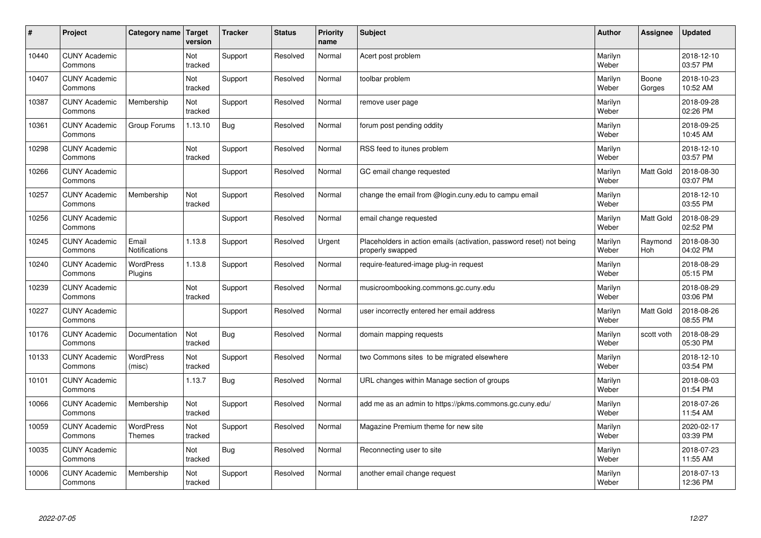| # | Project | Category name | Target version | Tracker | Status | Priority name | Subject | Author | Assignee | Updated |
|---|---|---|---|---|---|---|---|---|---|---|
| 10440 | CUNY Academic Commons | | Not tracked | Support | Resolved | Normal | Acert post problem | Marilyn Weber | | 2018-12-10 03:57 PM |
| 10407 | CUNY Academic Commons | | Not tracked | Support | Resolved | Normal | toolbar problem | Marilyn Weber | Boone Gorges | 2018-10-23 10:52 AM |
| 10387 | CUNY Academic Commons | Membership | Not tracked | Support | Resolved | Normal | remove user page | Marilyn Weber | | 2018-09-28 02:26 PM |
| 10361 | CUNY Academic Commons | Group Forums | 1.13.10 | Bug | Resolved | Normal | forum post pending oddity | Marilyn Weber | | 2018-09-25 10:45 AM |
| 10298 | CUNY Academic Commons | | Not tracked | Support | Resolved | Normal | RSS feed to itunes problem | Marilyn Weber | | 2018-12-10 03:57 PM |
| 10266 | CUNY Academic Commons | | | Support | Resolved | Normal | GC email change requested | Marilyn Weber | Matt Gold | 2018-08-30 03:07 PM |
| 10257 | CUNY Academic Commons | Membership | Not tracked | Support | Resolved | Normal | change the email from @login.cuny.edu to campu email | Marilyn Weber | | 2018-12-10 03:55 PM |
| 10256 | CUNY Academic Commons | | | Support | Resolved | Normal | email change requested | Marilyn Weber | Matt Gold | 2018-08-29 02:52 PM |
| 10245 | CUNY Academic Commons | Email Notifications | 1.13.8 | Support | Resolved | Urgent | Placeholders in action emails (activation, password reset) not being properly swapped | Marilyn Weber | Raymond Hoh | 2018-08-30 04:02 PM |
| 10240 | CUNY Academic Commons | WordPress Plugins | 1.13.8 | Support | Resolved | Normal | require-featured-image plug-in request | Marilyn Weber | | 2018-08-29 05:15 PM |
| 10239 | CUNY Academic Commons | | Not tracked | Support | Resolved | Normal | musicroombooking.commons.gc.cuny.edu | Marilyn Weber | | 2018-08-29 03:06 PM |
| 10227 | CUNY Academic Commons | | | Support | Resolved | Normal | user incorrectly entered her email address | Marilyn Weber | Matt Gold | 2018-08-26 08:55 PM |
| 10176 | CUNY Academic Commons | Documentation | Not tracked | Bug | Resolved | Normal | domain mapping requests | Marilyn Weber | scott voth | 2018-08-29 05:30 PM |
| 10133 | CUNY Academic Commons | WordPress (misc) | Not tracked | Support | Resolved | Normal | two Commons sites to be migrated elsewhere | Marilyn Weber | | 2018-12-10 03:54 PM |
| 10101 | CUNY Academic Commons | | 1.13.7 | Bug | Resolved | Normal | URL changes within Manage section of groups | Marilyn Weber | | 2018-08-03 01:54 PM |
| 10066 | CUNY Academic Commons | Membership | Not tracked | Support | Resolved | Normal | add me as an admin to https://pkms.commons.gc.cuny.edu/ | Marilyn Weber | | 2018-07-26 11:54 AM |
| 10059 | CUNY Academic Commons | WordPress Themes | Not tracked | Support | Resolved | Normal | Magazine Premium theme for new site | Marilyn Weber | | 2020-02-17 03:39 PM |
| 10035 | CUNY Academic Commons | | Not tracked | Bug | Resolved | Normal | Reconnecting user to site | Marilyn Weber | | 2018-07-23 11:55 AM |
| 10006 | CUNY Academic Commons | Membership | Not tracked | Support | Resolved | Normal | another email change request | Marilyn Weber | | 2018-07-13 12:36 PM |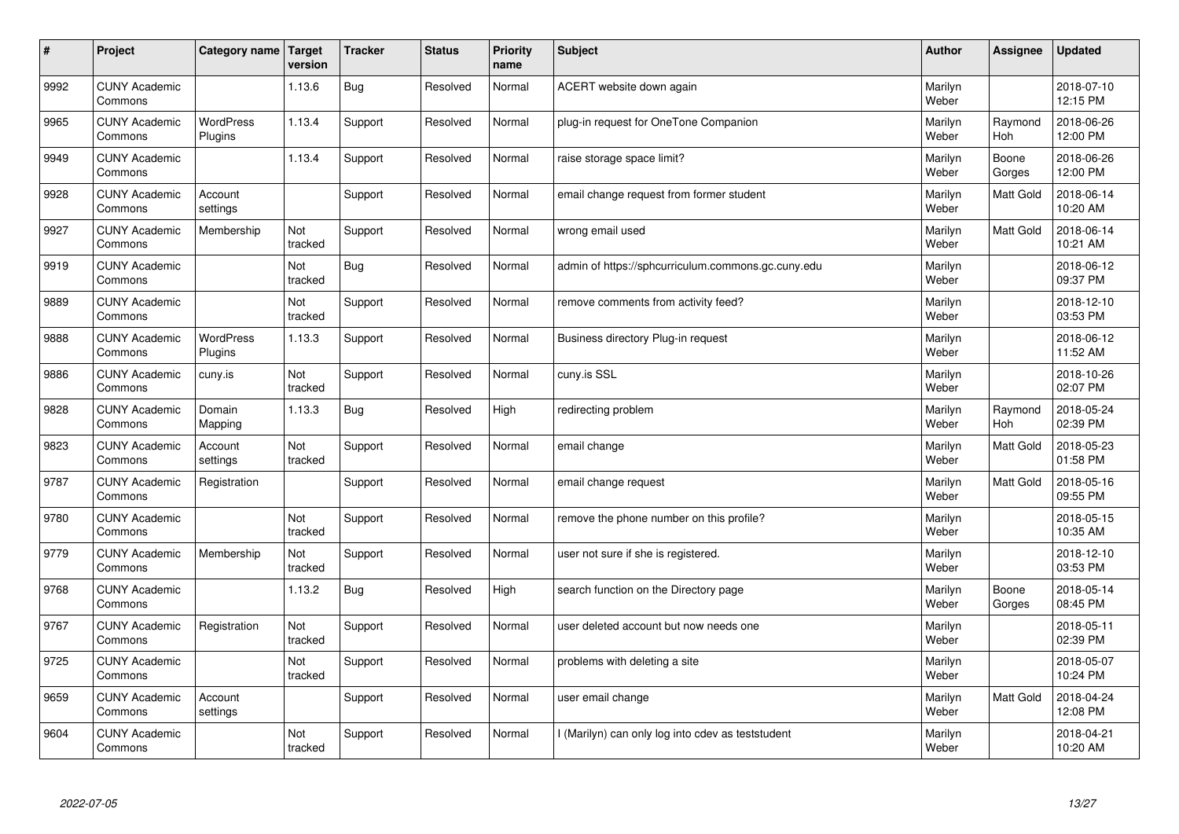| # | Project | Category name | Target version | Tracker | Status | Priority name | Subject | Author | Assignee | Updated |
|---|---|---|---|---|---|---|---|---|---|---|
| 9992 | CUNY Academic Commons | | 1.13.6 | Bug | Resolved | Normal | ACERT website down again | Marilyn Weber | | 2018-07-10 12:15 PM |
| 9965 | CUNY Academic Commons | WordPress Plugins | 1.13.4 | Support | Resolved | Normal | plug-in request for OneTone Companion | Marilyn Weber | Raymond Hoh | 2018-06-26 12:00 PM |
| 9949 | CUNY Academic Commons | | 1.13.4 | Support | Resolved | Normal | raise storage space limit? | Marilyn Weber | Boone Gorges | 2018-06-26 12:00 PM |
| 9928 | CUNY Academic Commons | Account settings | | Support | Resolved | Normal | email change request from former student | Marilyn Weber | Matt Gold | 2018-06-14 10:20 AM |
| 9927 | CUNY Academic Commons | Membership | Not tracked | Support | Resolved | Normal | wrong email used | Marilyn Weber | Matt Gold | 2018-06-14 10:21 AM |
| 9919 | CUNY Academic Commons | | Not tracked | Bug | Resolved | Normal | admin of https://sphcurriculum.commons.gc.cuny.edu | Marilyn Weber | | 2018-06-12 09:37 PM |
| 9889 | CUNY Academic Commons | | Not tracked | Support | Resolved | Normal | remove comments from activity feed? | Marilyn Weber | | 2018-12-10 03:53 PM |
| 9888 | CUNY Academic Commons | WordPress Plugins | 1.13.3 | Support | Resolved | Normal | Business directory Plug-in request | Marilyn Weber | | 2018-06-12 11:52 AM |
| 9886 | CUNY Academic Commons | cuny.is | Not tracked | Support | Resolved | Normal | cuny.is SSL | Marilyn Weber | | 2018-10-26 02:07 PM |
| 9828 | CUNY Academic Commons | Domain Mapping | 1.13.3 | Bug | Resolved | High | redirecting problem | Marilyn Weber | Raymond Hoh | 2018-05-24 02:39 PM |
| 9823 | CUNY Academic Commons | Account settings | Not tracked | Support | Resolved | Normal | email change | Marilyn Weber | Matt Gold | 2018-05-23 01:58 PM |
| 9787 | CUNY Academic Commons | Registration | | Support | Resolved | Normal | email change request | Marilyn Weber | Matt Gold | 2018-05-16 09:55 PM |
| 9780 | CUNY Academic Commons | | Not tracked | Support | Resolved | Normal | remove the phone number on this profile? | Marilyn Weber | | 2018-05-15 10:35 AM |
| 9779 | CUNY Academic Commons | Membership | Not tracked | Support | Resolved | Normal | user not sure if she is registered. | Marilyn Weber | | 2018-12-10 03:53 PM |
| 9768 | CUNY Academic Commons | | 1.13.2 | Bug | Resolved | High | search function on the Directory page | Marilyn Weber | Boone Gorges | 2018-05-14 08:45 PM |
| 9767 | CUNY Academic Commons | Registration | Not tracked | Support | Resolved | Normal | user deleted account but now needs one | Marilyn Weber | | 2018-05-11 02:39 PM |
| 9725 | CUNY Academic Commons | | Not tracked | Support | Resolved | Normal | problems with deleting a site | Marilyn Weber | | 2018-05-07 10:24 PM |
| 9659 | CUNY Academic Commons | Account settings | | Support | Resolved | Normal | user email change | Marilyn Weber | Matt Gold | 2018-04-24 12:08 PM |
| 9604 | CUNY Academic Commons | | Not tracked | Support | Resolved | Normal | I (Marilyn) can only log into cdev as teststudent | Marilyn Weber | | 2018-04-21 10:20 AM |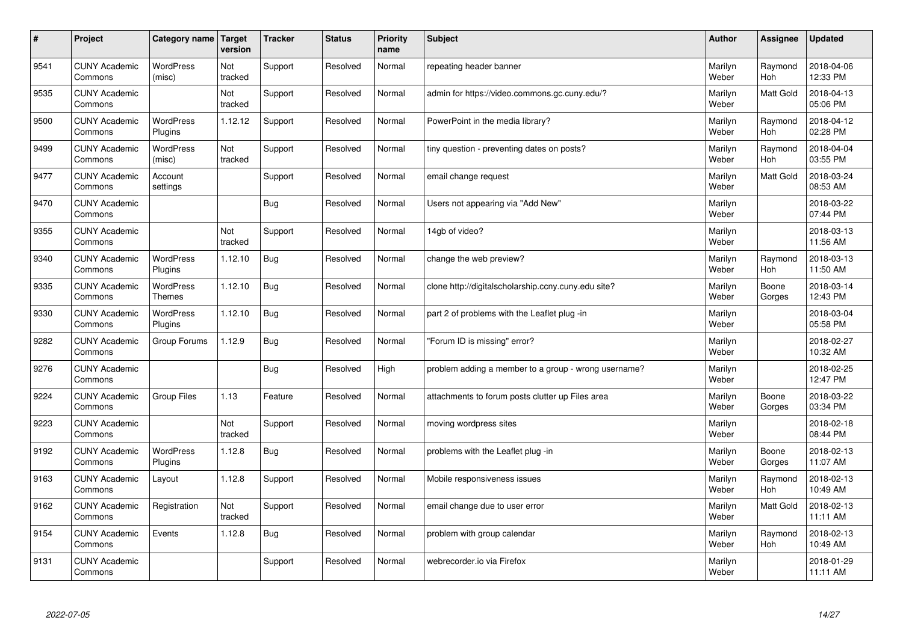| # | Project | Category name | Target version | Tracker | Status | Priority name | Subject | Author | Assignee | Updated |
|---|---|---|---|---|---|---|---|---|---|---|
| 9541 | CUNY Academic Commons | WordPress (misc) | Not tracked | Support | Resolved | Normal | repeating header banner | Marilyn Weber | Raymond Hoh | 2018-04-06 12:33 PM |
| 9535 | CUNY Academic Commons | | Not tracked | Support | Resolved | Normal | admin for https://video.commons.gc.cuny.edu/? | Marilyn Weber | Matt Gold | 2018-04-13 05:06 PM |
| 9500 | CUNY Academic Commons | WordPress Plugins | 1.12.12 | Support | Resolved | Normal | PowerPoint in the media library? | Marilyn Weber | Raymond Hoh | 2018-04-12 02:28 PM |
| 9499 | CUNY Academic Commons | WordPress (misc) | Not tracked | Support | Resolved | Normal | tiny question - preventing dates on posts? | Marilyn Weber | Raymond Hoh | 2018-04-04 03:55 PM |
| 9477 | CUNY Academic Commons | Account settings | | Support | Resolved | Normal | email change request | Marilyn Weber | Matt Gold | 2018-03-24 08:53 AM |
| 9470 | CUNY Academic Commons | | | Bug | Resolved | Normal | Users not appearing via "Add New" | Marilyn Weber | | 2018-03-22 07:44 PM |
| 9355 | CUNY Academic Commons | | Not tracked | Support | Resolved | Normal | 14gb of video? | Marilyn Weber | | 2018-03-13 11:56 AM |
| 9340 | CUNY Academic Commons | WordPress Plugins | 1.12.10 | Bug | Resolved | Normal | change the web preview? | Marilyn Weber | Raymond Hoh | 2018-03-13 11:50 AM |
| 9335 | CUNY Academic Commons | WordPress Themes | 1.12.10 | Bug | Resolved | Normal | clone http://digitalscholarship.ccny.cuny.edu site? | Marilyn Weber | Boone Gorges | 2018-03-14 12:43 PM |
| 9330 | CUNY Academic Commons | WordPress Plugins | 1.12.10 | Bug | Resolved | Normal | part 2 of problems with the Leaflet plug -in | Marilyn Weber | | 2018-03-04 05:58 PM |
| 9282 | CUNY Academic Commons | Group Forums | 1.12.9 | Bug | Resolved | Normal | "Forum ID is missing" error? | Marilyn Weber | | 2018-02-27 10:32 AM |
| 9276 | CUNY Academic Commons | | | Bug | Resolved | High | problem adding a member to a group - wrong username? | Marilyn Weber | | 2018-02-25 12:47 PM |
| 9224 | CUNY Academic Commons | Group Files | 1.13 | Feature | Resolved | Normal | attachments to forum posts clutter up Files area | Marilyn Weber | Boone Gorges | 2018-03-22 03:34 PM |
| 9223 | CUNY Academic Commons | | Not tracked | Support | Resolved | Normal | moving wordpress sites | Marilyn Weber | | 2018-02-18 08:44 PM |
| 9192 | CUNY Academic Commons | WordPress Plugins | 1.12.8 | Bug | Resolved | Normal | problems with the Leaflet plug -in | Marilyn Weber | Boone Gorges | 2018-02-13 11:07 AM |
| 9163 | CUNY Academic Commons | Layout | 1.12.8 | Support | Resolved | Normal | Mobile responsiveness issues | Marilyn Weber | Raymond Hoh | 2018-02-13 10:49 AM |
| 9162 | CUNY Academic Commons | Registration | Not tracked | Support | Resolved | Normal | email change due to user error | Marilyn Weber | Matt Gold | 2018-02-13 11:11 AM |
| 9154 | CUNY Academic Commons | Events | 1.12.8 | Bug | Resolved | Normal | problem with group calendar | Marilyn Weber | Raymond Hoh | 2018-02-13 10:49 AM |
| 9131 | CUNY Academic Commons | | | Support | Resolved | Normal | webrecorder.io via Firefox | Marilyn Weber | | 2018-01-29 11:11 AM |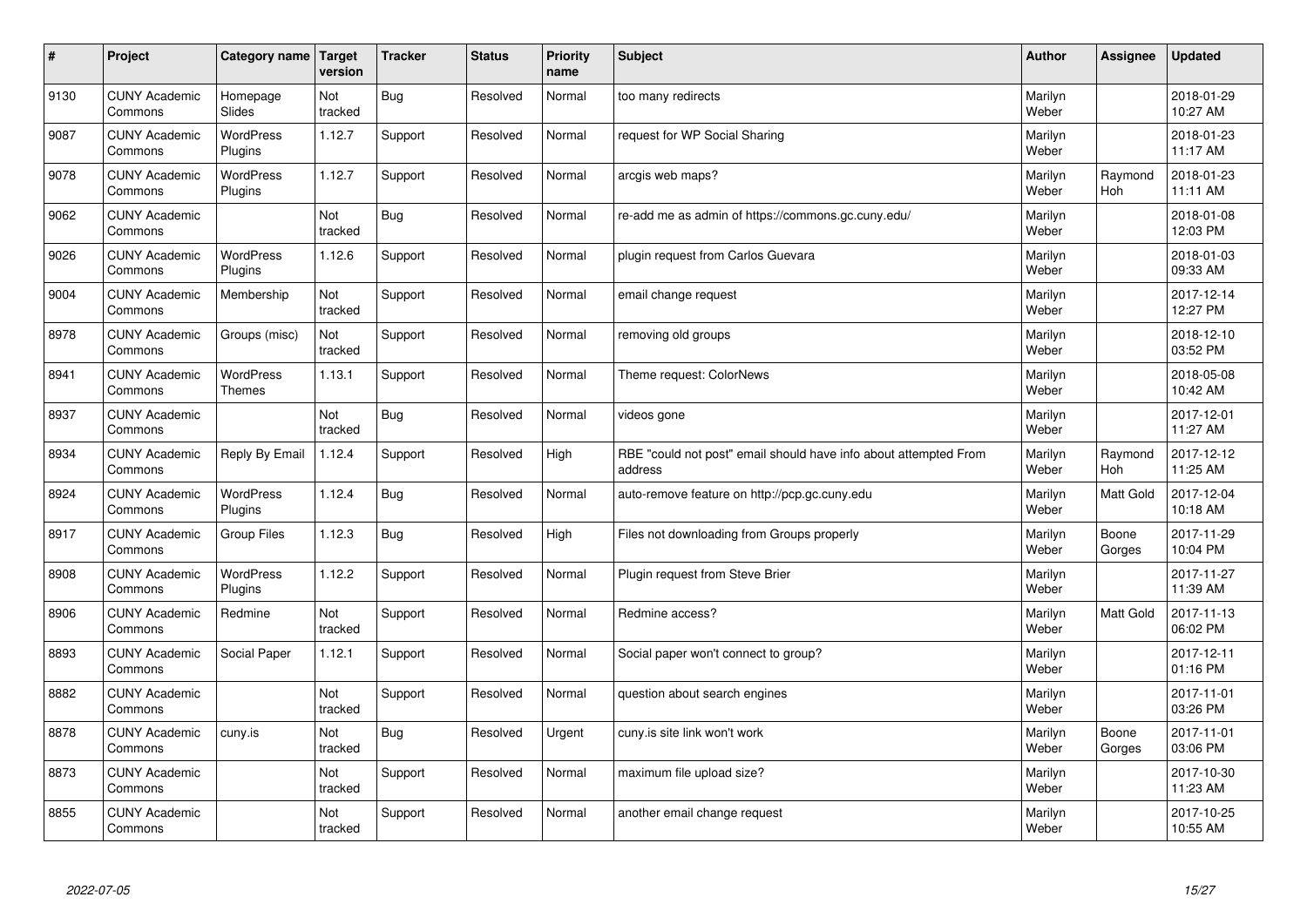| # | Project | Category name | Target version | Tracker | Status | Priority name | Subject | Author | Assignee | Updated |
|---|---|---|---|---|---|---|---|---|---|---|
| 9130 | CUNY Academic Commons | Homepage Slides | Not tracked | Bug | Resolved | Normal | too many redirects | Marilyn Weber | | 2018-01-29 10:27 AM |
| 9087 | CUNY Academic Commons | WordPress Plugins | 1.12.7 | Support | Resolved | Normal | request for WP Social Sharing | Marilyn Weber | | 2018-01-23 11:17 AM |
| 9078 | CUNY Academic Commons | WordPress Plugins | 1.12.7 | Support | Resolved | Normal | arcgis web maps? | Marilyn Weber | Raymond Hoh | 2018-01-23 11:11 AM |
| 9062 | CUNY Academic Commons | | Not tracked | Bug | Resolved | Normal | re-add me as admin of https://commons.gc.cuny.edu/ | Marilyn Weber | | 2018-01-08 12:03 PM |
| 9026 | CUNY Academic Commons | WordPress Plugins | 1.12.6 | Support | Resolved | Normal | plugin request from Carlos Guevara | Marilyn Weber | | 2018-01-03 09:33 AM |
| 9004 | CUNY Academic Commons | Membership | Not tracked | Support | Resolved | Normal | email change request | Marilyn Weber | | 2017-12-14 12:27 PM |
| 8978 | CUNY Academic Commons | Groups (misc) | Not tracked | Support | Resolved | Normal | removing old groups | Marilyn Weber | | 2018-12-10 03:52 PM |
| 8941 | CUNY Academic Commons | WordPress Themes | 1.13.1 | Support | Resolved | Normal | Theme request: ColorNews | Marilyn Weber | | 2018-05-08 10:42 AM |
| 8937 | CUNY Academic Commons | | Not tracked | Bug | Resolved | Normal | videos gone | Marilyn Weber | | 2017-12-01 11:27 AM |
| 8934 | CUNY Academic Commons | Reply By Email | 1.12.4 | Support | Resolved | High | RBE "could not post" email should have info about attempted From address | Marilyn Weber | Raymond Hoh | 2017-12-12 11:25 AM |
| 8924 | CUNY Academic Commons | WordPress Plugins | 1.12.4 | Bug | Resolved | Normal | auto-remove feature on http://pcp.gc.cuny.edu | Marilyn Weber | Matt Gold | 2017-12-04 10:18 AM |
| 8917 | CUNY Academic Commons | Group Files | 1.12.3 | Bug | Resolved | High | Files not downloading from Groups properly | Marilyn Weber | Boone Gorges | 2017-11-29 10:04 PM |
| 8908 | CUNY Academic Commons | WordPress Plugins | 1.12.2 | Support | Resolved | Normal | Plugin request from Steve Brier | Marilyn Weber | | 2017-11-27 11:39 AM |
| 8906 | CUNY Academic Commons | Redmine | Not tracked | Support | Resolved | Normal | Redmine access? | Marilyn Weber | Matt Gold | 2017-11-13 06:02 PM |
| 8893 | CUNY Academic Commons | Social Paper | 1.12.1 | Support | Resolved | Normal | Social paper won't connect to group? | Marilyn Weber | | 2017-12-11 01:16 PM |
| 8882 | CUNY Academic Commons | | Not tracked | Support | Resolved | Normal | question about search engines | Marilyn Weber | | 2017-11-01 03:26 PM |
| 8878 | CUNY Academic Commons | cuny.is | Not tracked | Bug | Resolved | Urgent | cuny.is site link won't work | Marilyn Weber | Boone Gorges | 2017-11-01 03:06 PM |
| 8873 | CUNY Academic Commons | | Not tracked | Support | Resolved | Normal | maximum file upload size? | Marilyn Weber | | 2017-10-30 11:23 AM |
| 8855 | CUNY Academic Commons | | Not tracked | Support | Resolved | Normal | another email change request | Marilyn Weber | | 2017-10-25 10:55 AM |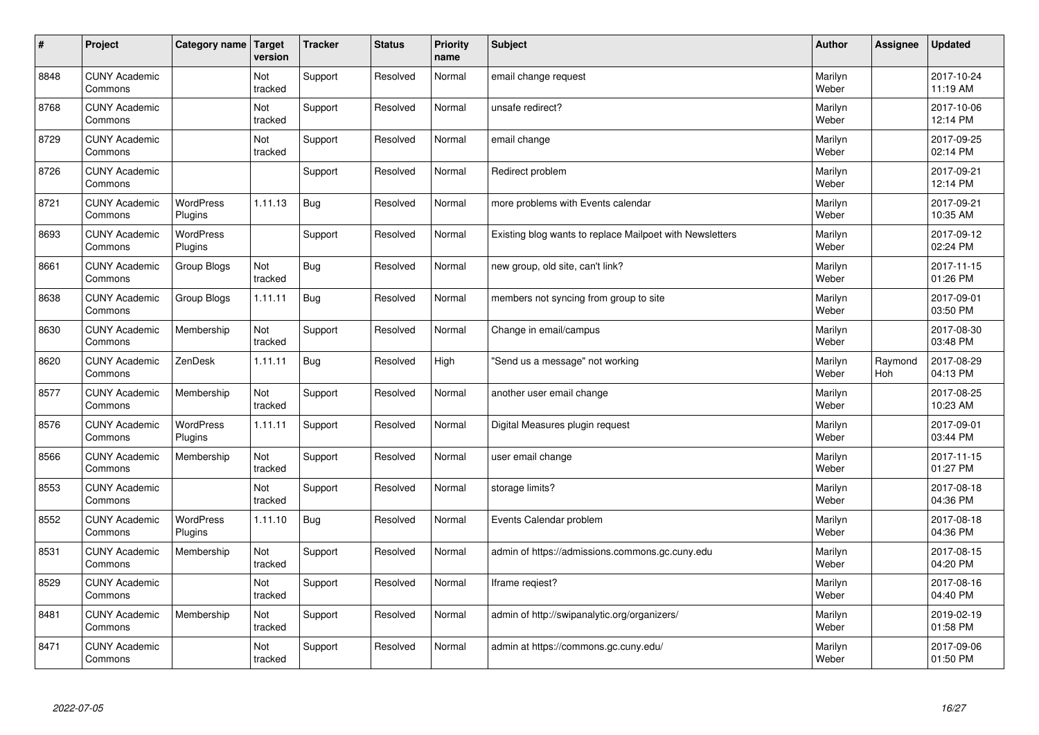| # | Project | Category name | Target version | Tracker | Status | Priority name | Subject | Author | Assignee | Updated |
|---|---|---|---|---|---|---|---|---|---|---|
| 8848 | CUNY Academic Commons | | Not tracked | Support | Resolved | Normal | email change request | Marilyn Weber | | 2017-10-24 11:19 AM |
| 8768 | CUNY Academic Commons | | Not tracked | Support | Resolved | Normal | unsafe redirect? | Marilyn Weber | | 2017-10-06 12:14 PM |
| 8729 | CUNY Academic Commons | | Not tracked | Support | Resolved | Normal | email change | Marilyn Weber | | 2017-09-25 02:14 PM |
| 8726 | CUNY Academic Commons | | | Support | Resolved | Normal | Redirect problem | Marilyn Weber | | 2017-09-21 12:14 PM |
| 8721 | CUNY Academic Commons | WordPress Plugins | 1.11.13 | Bug | Resolved | Normal | more problems with Events calendar | Marilyn Weber | | 2017-09-21 10:35 AM |
| 8693 | CUNY Academic Commons | WordPress Plugins | | Support | Resolved | Normal | Existing blog wants to replace Mailpoet with Newsletters | Marilyn Weber | | 2017-09-12 02:24 PM |
| 8661 | CUNY Academic Commons | Group Blogs | Not tracked | Bug | Resolved | Normal | new group, old site, can't link? | Marilyn Weber | | 2017-11-15 01:26 PM |
| 8638 | CUNY Academic Commons | Group Blogs | 1.11.11 | Bug | Resolved | Normal | members not syncing from group to site | Marilyn Weber | | 2017-09-01 03:50 PM |
| 8630 | CUNY Academic Commons | Membership | Not tracked | Support | Resolved | Normal | Change in email/campus | Marilyn Weber | | 2017-08-30 03:48 PM |
| 8620 | CUNY Academic Commons | ZenDesk | 1.11.11 | Bug | Resolved | High | "Send us a message" not working | Marilyn Weber | Raymond Hoh | 2017-08-29 04:13 PM |
| 8577 | CUNY Academic Commons | Membership | Not tracked | Support | Resolved | Normal | another user email change | Marilyn Weber | | 2017-08-25 10:23 AM |
| 8576 | CUNY Academic Commons | WordPress Plugins | 1.11.11 | Support | Resolved | Normal | Digital Measures plugin request | Marilyn Weber | | 2017-09-01 03:44 PM |
| 8566 | CUNY Academic Commons | Membership | Not tracked | Support | Resolved | Normal | user email change | Marilyn Weber | | 2017-11-15 01:27 PM |
| 8553 | CUNY Academic Commons | | Not tracked | Support | Resolved | Normal | storage limits? | Marilyn Weber | | 2017-08-18 04:36 PM |
| 8552 | CUNY Academic Commons | WordPress Plugins | 1.11.10 | Bug | Resolved | Normal | Events Calendar problem | Marilyn Weber | | 2017-08-18 04:36 PM |
| 8531 | CUNY Academic Commons | Membership | Not tracked | Support | Resolved | Normal | admin of https://admissions.commons.gc.cuny.edu | Marilyn Weber | | 2017-08-15 04:20 PM |
| 8529 | CUNY Academic Commons | | Not tracked | Support | Resolved | Normal | Iframe reqiest? | Marilyn Weber | | 2017-08-16 04:40 PM |
| 8481 | CUNY Academic Commons | Membership | Not tracked | Support | Resolved | Normal | admin of http://swipanalytic.org/organizers/ | Marilyn Weber | | 2019-02-19 01:58 PM |
| 8471 | CUNY Academic Commons | | Not tracked | Support | Resolved | Normal | admin at https://commons.gc.cuny.edu/ | Marilyn Weber | | 2017-09-06 01:50 PM |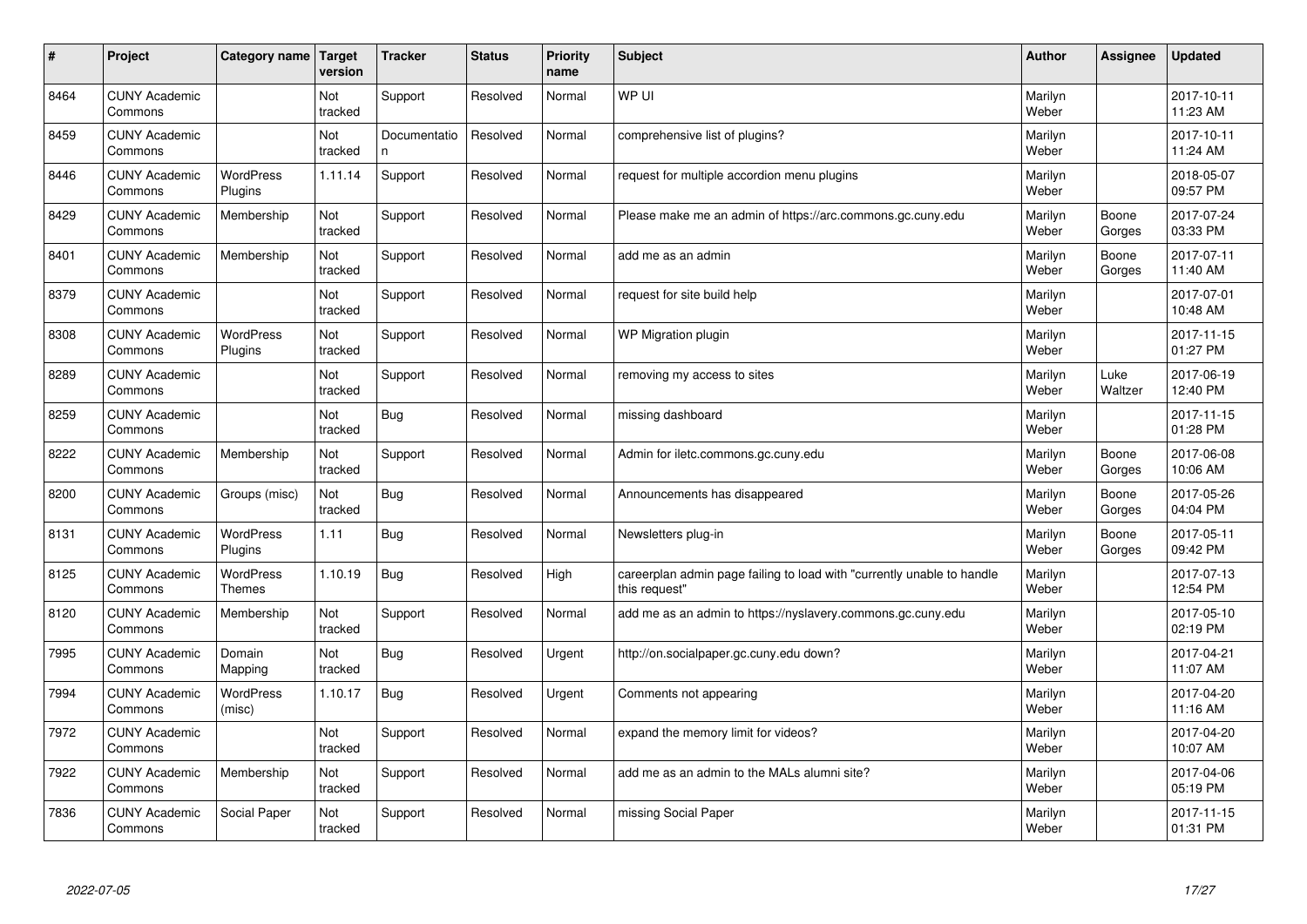| # | Project | Category name | Target version | Tracker | Status | Priority name | Subject | Author | Assignee | Updated |
|---|---|---|---|---|---|---|---|---|---|---|
| 8464 | CUNY Academic Commons | | Not tracked | Support | Resolved | Normal | WP UI | Marilyn Weber | | 2017-10-11 11:23 AM |
| 8459 | CUNY Academic Commons | | Not tracked | Documentation | Resolved | Normal | comprehensive list of plugins? | Marilyn Weber | | 2017-10-11 11:24 AM |
| 8446 | CUNY Academic Commons | WordPress Plugins | 1.11.14 | Support | Resolved | Normal | request for multiple accordion menu plugins | Marilyn Weber | | 2018-05-07 09:57 PM |
| 8429 | CUNY Academic Commons | Membership | Not tracked | Support | Resolved | Normal | Please make me an admin of https://arc.commons.gc.cuny.edu | Marilyn Weber | Boone Gorges | 2017-07-24 03:33 PM |
| 8401 | CUNY Academic Commons | Membership | Not tracked | Support | Resolved | Normal | add me as an admin | Marilyn Weber | Boone Gorges | 2017-07-11 11:40 AM |
| 8379 | CUNY Academic Commons | | Not tracked | Support | Resolved | Normal | request for site build help | Marilyn Weber | | 2017-07-01 10:48 AM |
| 8308 | CUNY Academic Commons | WordPress Plugins | Not tracked | Support | Resolved | Normal | WP Migration plugin | Marilyn Weber | | 2017-11-15 01:27 PM |
| 8289 | CUNY Academic Commons | | Not tracked | Support | Resolved | Normal | removing my access to sites | Marilyn Weber | Luke Waltzer | 2017-06-19 12:40 PM |
| 8259 | CUNY Academic Commons | | Not tracked | Bug | Resolved | Normal | missing dashboard | Marilyn Weber | | 2017-11-15 01:28 PM |
| 8222 | CUNY Academic Commons | Membership | Not tracked | Support | Resolved | Normal | Admin for iletc.commons.gc.cuny.edu | Marilyn Weber | Boone Gorges | 2017-06-08 10:06 AM |
| 8200 | CUNY Academic Commons | Groups (misc) | Not tracked | Bug | Resolved | Normal | Announcements has disappeared | Marilyn Weber | Boone Gorges | 2017-05-26 04:04 PM |
| 8131 | CUNY Academic Commons | WordPress Plugins | 1.11 | Bug | Resolved | Normal | Newsletters plug-in | Marilyn Weber | Boone Gorges | 2017-05-11 09:42 PM |
| 8125 | CUNY Academic Commons | WordPress Themes | 1.10.19 | Bug | Resolved | High | careerplan admin page failing to load with "currently unable to handle this request" | Marilyn Weber | | 2017-07-13 12:54 PM |
| 8120 | CUNY Academic Commons | Membership | Not tracked | Support | Resolved | Normal | add me as an admin to https://nyslavery.commons.gc.cuny.edu | Marilyn Weber | | 2017-05-10 02:19 PM |
| 7995 | CUNY Academic Commons | Domain Mapping | Not tracked | Bug | Resolved | Urgent | http://on.socialpaper.gc.cuny.edu down? | Marilyn Weber | | 2017-04-21 11:07 AM |
| 7994 | CUNY Academic Commons | WordPress (misc) | 1.10.17 | Bug | Resolved | Urgent | Comments not appearing | Marilyn Weber | | 2017-04-20 11:16 AM |
| 7972 | CUNY Academic Commons | | Not tracked | Support | Resolved | Normal | expand the memory limit for videos? | Marilyn Weber | | 2017-04-20 10:07 AM |
| 7922 | CUNY Academic Commons | Membership | Not tracked | Support | Resolved | Normal | add me as an admin to the MALs alumni site? | Marilyn Weber | | 2017-04-06 05:19 PM |
| 7836 | CUNY Academic Commons | Social Paper | Not tracked | Support | Resolved | Normal | missing Social Paper | Marilyn Weber | | 2017-11-15 01:31 PM |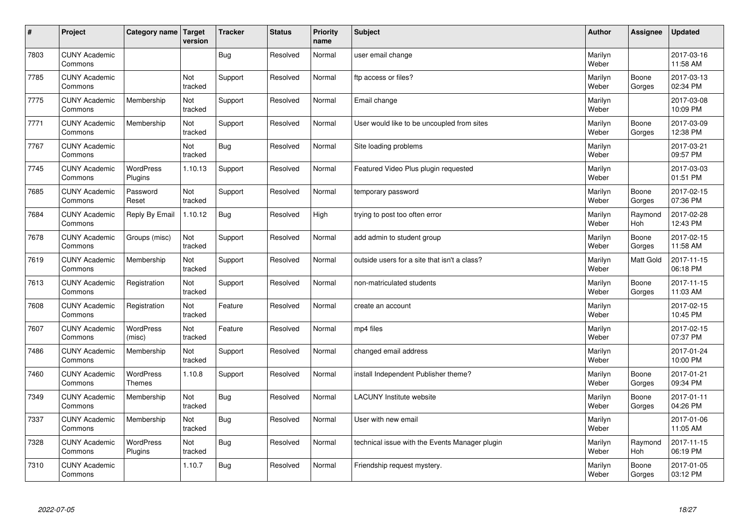| # | Project | Category name | Target version | Tracker | Status | Priority name | Subject | Author | Assignee | Updated |
|---|---|---|---|---|---|---|---|---|---|---|
| 7803 | CUNY Academic Commons | | | Bug | Resolved | Normal | user email change | Marilyn Weber | | 2017-03-16 11:58 AM |
| 7785 | CUNY Academic Commons | | Not tracked | Support | Resolved | Normal | ftp access or files? | Marilyn Weber | Boone Gorges | 2017-03-13 02:34 PM |
| 7775 | CUNY Academic Commons | Membership | Not tracked | Support | Resolved | Normal | Email change | Marilyn Weber | | 2017-03-08 10:09 PM |
| 7771 | CUNY Academic Commons | Membership | Not tracked | Support | Resolved | Normal | User would like to be uncoupled from sites | Marilyn Weber | Boone Gorges | 2017-03-09 12:38 PM |
| 7767 | CUNY Academic Commons | | Not tracked | Bug | Resolved | Normal | Site loading problems | Marilyn Weber | | 2017-03-21 09:57 PM |
| 7745 | CUNY Academic Commons | WordPress Plugins | 1.10.13 | Support | Resolved | Normal | Featured Video Plus plugin requested | Marilyn Weber | | 2017-03-03 01:51 PM |
| 7685 | CUNY Academic Commons | Password Reset | Not tracked | Support | Resolved | Normal | temporary password | Marilyn Weber | Boone Gorges | 2017-02-15 07:36 PM |
| 7684 | CUNY Academic Commons | Reply By Email | 1.10.12 | Bug | Resolved | High | trying to post too often error | Marilyn Weber | Raymond Hoh | 2017-02-28 12:43 PM |
| 7678 | CUNY Academic Commons | Groups (misc) | Not tracked | Support | Resolved | Normal | add admin to student group | Marilyn Weber | Boone Gorges | 2017-02-15 11:58 AM |
| 7619 | CUNY Academic Commons | Membership | Not tracked | Support | Resolved | Normal | outside users for a site that isn't a class? | Marilyn Weber | Matt Gold | 2017-11-15 06:18 PM |
| 7613 | CUNY Academic Commons | Registration | Not tracked | Support | Resolved | Normal | non-matriculated students | Marilyn Weber | Boone Gorges | 2017-11-15 11:03 AM |
| 7608 | CUNY Academic Commons | Registration | Not tracked | Feature | Resolved | Normal | create an account | Marilyn Weber | | 2017-02-15 10:45 PM |
| 7607 | CUNY Academic Commons | WordPress (misc) | Not tracked | Feature | Resolved | Normal | mp4 files | Marilyn Weber | | 2017-02-15 07:37 PM |
| 7486 | CUNY Academic Commons | Membership | Not tracked | Support | Resolved | Normal | changed email address | Marilyn Weber | | 2017-01-24 10:00 PM |
| 7460 | CUNY Academic Commons | WordPress Themes | 1.10.8 | Support | Resolved | Normal | install Independent Publisher theme? | Marilyn Weber | Boone Gorges | 2017-01-21 09:34 PM |
| 7349 | CUNY Academic Commons | Membership | Not tracked | Bug | Resolved | Normal | LACUNY Institute website | Marilyn Weber | Boone Gorges | 2017-01-11 04:26 PM |
| 7337 | CUNY Academic Commons | Membership | Not tracked | Bug | Resolved | Normal | User with new email | Marilyn Weber | | 2017-01-06 11:05 AM |
| 7328 | CUNY Academic Commons | WordPress Plugins | Not tracked | Bug | Resolved | Normal | technical issue with the Events Manager plugin | Marilyn Weber | Raymond Hoh | 2017-11-15 06:19 PM |
| 7310 | CUNY Academic Commons | | 1.10.7 | Bug | Resolved | Normal | Friendship request mystery. | Marilyn Weber | Boone Gorges | 2017-01-05 03:12 PM |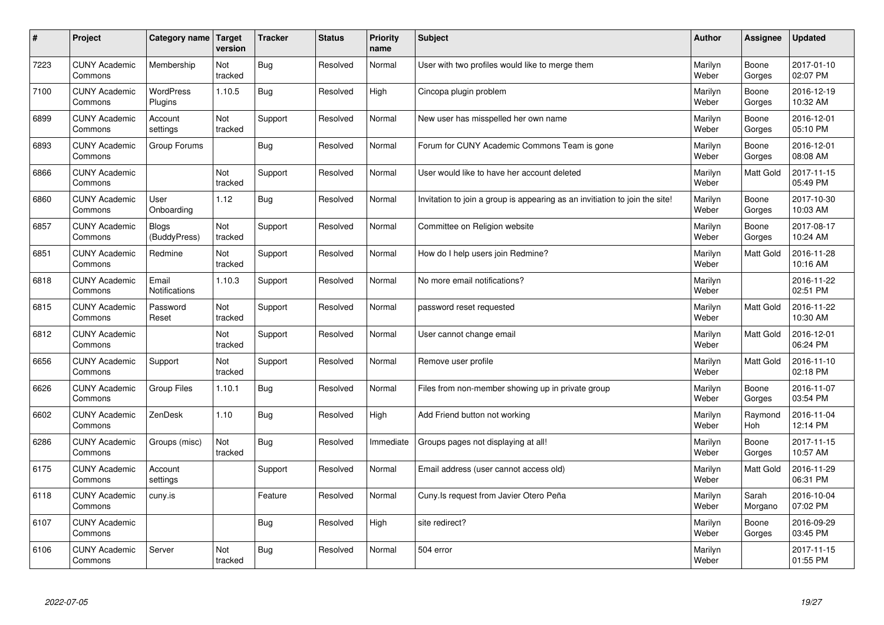| # | Project | Category name | Target version | Tracker | Status | Priority name | Subject | Author | Assignee | Updated |
|---|---|---|---|---|---|---|---|---|---|---|
| 7223 | CUNY Academic Commons | Membership | Not tracked | Bug | Resolved | Normal | User with two profiles would like to merge them | Marilyn Weber | Boone Gorges | 2017-01-10 02:07 PM |
| 7100 | CUNY Academic Commons | WordPress Plugins | 1.10.5 | Bug | Resolved | High | Cincopa plugin problem | Marilyn Weber | Boone Gorges | 2016-12-19 10:32 AM |
| 6899 | CUNY Academic Commons | Account settings | Not tracked | Support | Resolved | Normal | New user has misspelled her own name | Marilyn Weber | Boone Gorges | 2016-12-01 05:10 PM |
| 6893 | CUNY Academic Commons | Group Forums | | Bug | Resolved | Normal | Forum for CUNY Academic Commons Team is gone | Marilyn Weber | Boone Gorges | 2016-12-01 08:08 AM |
| 6866 | CUNY Academic Commons | | Not tracked | Support | Resolved | Normal | User would like to have her account deleted | Marilyn Weber | Matt Gold | 2017-11-15 05:49 PM |
| 6860 | CUNY Academic Commons | User Onboarding | 1.12 | Bug | Resolved | Normal | Invitation to join a group is appearing as an invitiation to join the site! | Marilyn Weber | Boone Gorges | 2017-10-30 10:03 AM |
| 6857 | CUNY Academic Commons | Blogs (BuddyPress) | Not tracked | Support | Resolved | Normal | Committee on Religion website | Marilyn Weber | Boone Gorges | 2017-08-17 10:24 AM |
| 6851 | CUNY Academic Commons | Redmine | Not tracked | Support | Resolved | Normal | How do I help users join Redmine? | Marilyn Weber | Matt Gold | 2016-11-28 10:16 AM |
| 6818 | CUNY Academic Commons | Email Notifications | 1.10.3 | Support | Resolved | Normal | No more email notifications? | Marilyn Weber | | 2016-11-22 02:51 PM |
| 6815 | CUNY Academic Commons | Password Reset | Not tracked | Support | Resolved | Normal | password reset requested | Marilyn Weber | Matt Gold | 2016-11-22 10:30 AM |
| 6812 | CUNY Academic Commons | | Not tracked | Support | Resolved | Normal | User cannot change email | Marilyn Weber | Matt Gold | 2016-12-01 06:24 PM |
| 6656 | CUNY Academic Commons | Support | Not tracked | Support | Resolved | Normal | Remove user profile | Marilyn Weber | Matt Gold | 2016-11-10 02:18 PM |
| 6626 | CUNY Academic Commons | Group Files | 1.10.1 | Bug | Resolved | Normal | Files from non-member showing up in private group | Marilyn Weber | Boone Gorges | 2016-11-07 03:54 PM |
| 6602 | CUNY Academic Commons | ZenDesk | 1.10 | Bug | Resolved | High | Add Friend button not working | Marilyn Weber | Raymond Hoh | 2016-11-04 12:14 PM |
| 6286 | CUNY Academic Commons | Groups (misc) | Not tracked | Bug | Resolved | Immediate | Groups pages not displaying at all! | Marilyn Weber | Boone Gorges | 2017-11-15 10:57 AM |
| 6175 | CUNY Academic Commons | Account settings | | Support | Resolved | Normal | Email address (user cannot access old) | Marilyn Weber | Matt Gold | 2016-11-29 06:31 PM |
| 6118 | CUNY Academic Commons | cuny.is | | Feature | Resolved | Normal | Cuny.Is request from Javier Otero Peña | Marilyn Weber | Sarah Morgano | 2016-10-04 07:02 PM |
| 6107 | CUNY Academic Commons | | | Bug | Resolved | High | site redirect? | Marilyn Weber | Boone Gorges | 2016-09-29 03:45 PM |
| 6106 | CUNY Academic Commons | Server | Not tracked | Bug | Resolved | Normal | 504 error | Marilyn Weber | | 2017-11-15 01:55 PM |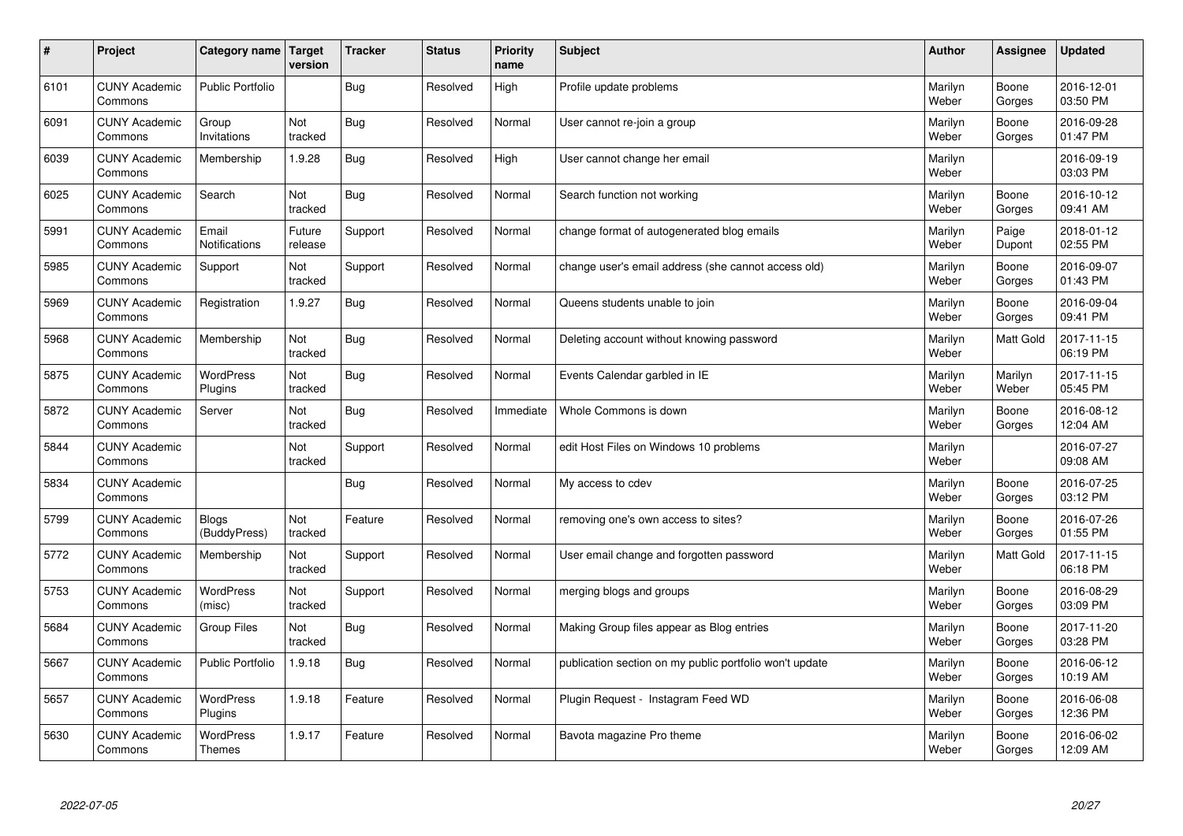| # | Project | Category name | Target version | Tracker | Status | Priority name | Subject | Author | Assignee | Updated |
|---|---|---|---|---|---|---|---|---|---|---|
| 6101 | CUNY Academic Commons | Public Portfolio | | Bug | Resolved | High | Profile update problems | Marilyn Weber | Boone Gorges | 2016-12-01 03:50 PM |
| 6091 | CUNY Academic Commons | Group Invitations | Not tracked | Bug | Resolved | Normal | User cannot re-join a group | Marilyn Weber | Boone Gorges | 2016-09-28 01:47 PM |
| 6039 | CUNY Academic Commons | Membership | 1.9.28 | Bug | Resolved | High | User cannot change her email | Marilyn Weber | | 2016-09-19 03:03 PM |
| 6025 | CUNY Academic Commons | Search | Not tracked | Bug | Resolved | Normal | Search function not working | Marilyn Weber | Boone Gorges | 2016-10-12 09:41 AM |
| 5991 | CUNY Academic Commons | Email Notifications | Future release | Support | Resolved | Normal | change format of autogenerated blog emails | Marilyn Weber | Paige Dupont | 2018-01-12 02:55 PM |
| 5985 | CUNY Academic Commons | Support | Not tracked | Support | Resolved | Normal | change user's email address (she cannot access old) | Marilyn Weber | Boone Gorges | 2016-09-07 01:43 PM |
| 5969 | CUNY Academic Commons | Registration | 1.9.27 | Bug | Resolved | Normal | Queens students unable to join | Marilyn Weber | Boone Gorges | 2016-09-04 09:41 PM |
| 5968 | CUNY Academic Commons | Membership | Not tracked | Bug | Resolved | Normal | Deleting account without knowing password | Marilyn Weber | Matt Gold | 2017-11-15 06:19 PM |
| 5875 | CUNY Academic Commons | WordPress Plugins | Not tracked | Bug | Resolved | Normal | Events Calendar garbled in IE | Marilyn Weber | Marilyn Weber | 2017-11-15 05:45 PM |
| 5872 | CUNY Academic Commons | Server | Not tracked | Bug | Resolved | Immediate | Whole Commons is down | Marilyn Weber | Boone Gorges | 2016-08-12 12:04 AM |
| 5844 | CUNY Academic Commons | | Not tracked | Support | Resolved | Normal | edit Host Files on Windows 10 problems | Marilyn Weber | | 2016-07-27 09:08 AM |
| 5834 | CUNY Academic Commons | | | Bug | Resolved | Normal | My access to cdev | Marilyn Weber | Boone Gorges | 2016-07-25 03:12 PM |
| 5799 | CUNY Academic Commons | Blogs (BuddyPress) | Not tracked | Feature | Resolved | Normal | removing one's own access to sites? | Marilyn Weber | Boone Gorges | 2016-07-26 01:55 PM |
| 5772 | CUNY Academic Commons | Membership | Not tracked | Support | Resolved | Normal | User email change and forgotten password | Marilyn Weber | Matt Gold | 2017-11-15 06:18 PM |
| 5753 | CUNY Academic Commons | WordPress (misc) | Not tracked | Support | Resolved | Normal | merging blogs and groups | Marilyn Weber | Boone Gorges | 2016-08-29 03:09 PM |
| 5684 | CUNY Academic Commons | Group Files | Not tracked | Bug | Resolved | Normal | Making Group files appear as Blog entries | Marilyn Weber | Boone Gorges | 2017-11-20 03:28 PM |
| 5667 | CUNY Academic Commons | Public Portfolio | 1.9.18 | Bug | Resolved | Normal | publication section on my public portfolio won't update | Marilyn Weber | Boone Gorges | 2016-06-12 10:19 AM |
| 5657 | CUNY Academic Commons | WordPress Plugins | 1.9.18 | Feature | Resolved | Normal | Plugin Request - Instagram Feed WD | Marilyn Weber | Boone Gorges | 2016-06-08 12:36 PM |
| 5630 | CUNY Academic Commons | WordPress Themes | 1.9.17 | Feature | Resolved | Normal | Bavota magazine Pro theme | Marilyn Weber | Boone Gorges | 2016-06-02 12:09 AM |

*2022-07-05*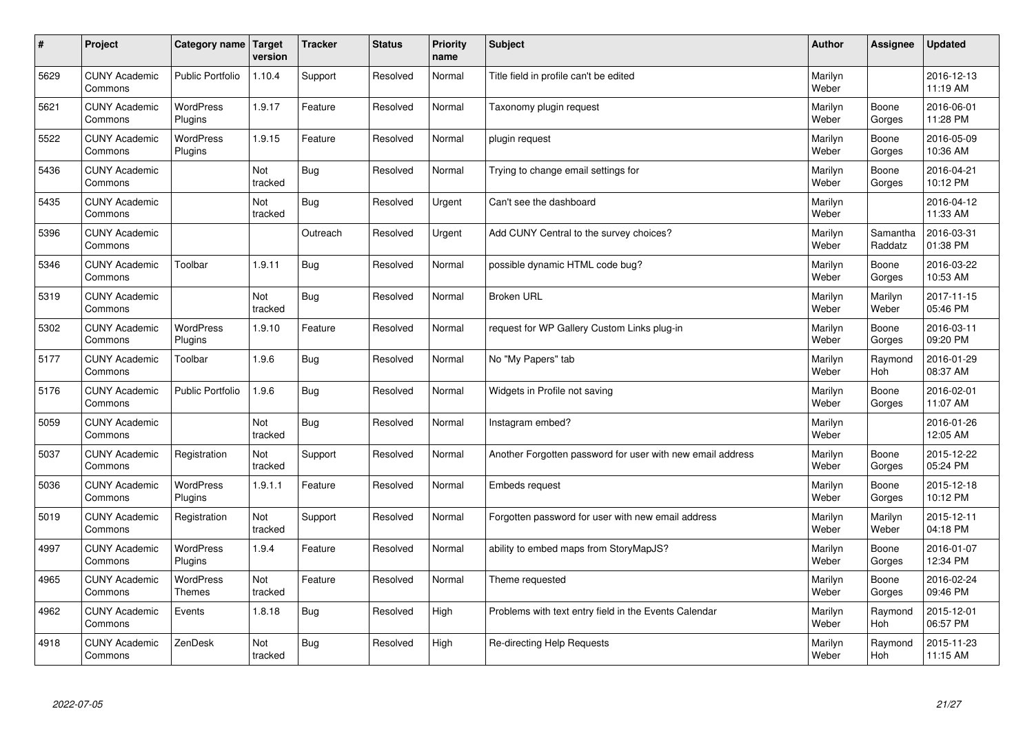| # | Project | Category name | Target version | Tracker | Status | Priority name | Subject | Author | Assignee | Updated |
|---|---|---|---|---|---|---|---|---|---|---|
| 5629 | CUNY Academic Commons | Public Portfolio | 1.10.4 | Support | Resolved | Normal | Title field in profile can't be edited | Marilyn Weber | | 2016-12-13 11:19 AM |
| 5621 | CUNY Academic Commons | WordPress Plugins | 1.9.17 | Feature | Resolved | Normal | Taxonomy plugin request | Marilyn Weber | Boone Gorges | 2016-06-01 11:28 PM |
| 5522 | CUNY Academic Commons | WordPress Plugins | 1.9.15 | Feature | Resolved | Normal | plugin request | Marilyn Weber | Boone Gorges | 2016-05-09 10:36 AM |
| 5436 | CUNY Academic Commons | | Not tracked | Bug | Resolved | Normal | Trying to change email settings for | Marilyn Weber | Boone Gorges | 2016-04-21 10:12 PM |
| 5435 | CUNY Academic Commons | | Not tracked | Bug | Resolved | Urgent | Can't see the dashboard | Marilyn Weber | | 2016-04-12 11:33 AM |
| 5396 | CUNY Academic Commons | | | Outreach | Resolved | Urgent | Add CUNY Central to the survey choices? | Marilyn Weber | Samantha Raddatz | 2016-03-31 01:38 PM |
| 5346 | CUNY Academic Commons | Toolbar | 1.9.11 | Bug | Resolved | Normal | possible dynamic HTML code bug? | Marilyn Weber | Boone Gorges | 2016-03-22 10:53 AM |
| 5319 | CUNY Academic Commons | | Not tracked | Bug | Resolved | Normal | Broken URL | Marilyn Weber | Marilyn Weber | 2017-11-15 05:46 PM |
| 5302 | CUNY Academic Commons | WordPress Plugins | 1.9.10 | Feature | Resolved | Normal | request for WP Gallery Custom Links plug-in | Marilyn Weber | Boone Gorges | 2016-03-11 09:20 PM |
| 5177 | CUNY Academic Commons | Toolbar | 1.9.6 | Bug | Resolved | Normal | No "My Papers" tab | Marilyn Weber | Raymond Hoh | 2016-01-29 08:37 AM |
| 5176 | CUNY Academic Commons | Public Portfolio | 1.9.6 | Bug | Resolved | Normal | Widgets in Profile not saving | Marilyn Weber | Boone Gorges | 2016-02-01 11:07 AM |
| 5059 | CUNY Academic Commons | | Not tracked | Bug | Resolved | Normal | Instagram embed? | Marilyn Weber | | 2016-01-26 12:05 AM |
| 5037 | CUNY Academic Commons | Registration | Not tracked | Support | Resolved | Normal | Another Forgotten password for user with new email address | Marilyn Weber | Boone Gorges | 2015-12-22 05:24 PM |
| 5036 | CUNY Academic Commons | WordPress Plugins | 1.9.1.1 | Feature | Resolved | Normal | Embeds request | Marilyn Weber | Boone Gorges | 2015-12-18 10:12 PM |
| 5019 | CUNY Academic Commons | Registration | Not tracked | Support | Resolved | Normal | Forgotten password for user with new email address | Marilyn Weber | Marilyn Weber | 2015-12-11 04:18 PM |
| 4997 | CUNY Academic Commons | WordPress Plugins | 1.9.4 | Feature | Resolved | Normal | ability to embed maps from StoryMapJS? | Marilyn Weber | Boone Gorges | 2016-01-07 12:34 PM |
| 4965 | CUNY Academic Commons | WordPress Themes | Not tracked | Feature | Resolved | Normal | Theme requested | Marilyn Weber | Boone Gorges | 2016-02-24 09:46 PM |
| 4962 | CUNY Academic Commons | Events | 1.8.18 | Bug | Resolved | High | Problems with text entry field in the Events Calendar | Marilyn Weber | Raymond Hoh | 2015-12-01 06:57 PM |
| 4918 | CUNY Academic Commons | ZenDesk | Not tracked | Bug | Resolved | High | Re-directing Help Requests | Marilyn Weber | Raymond Hoh | 2015-11-23 11:15 AM |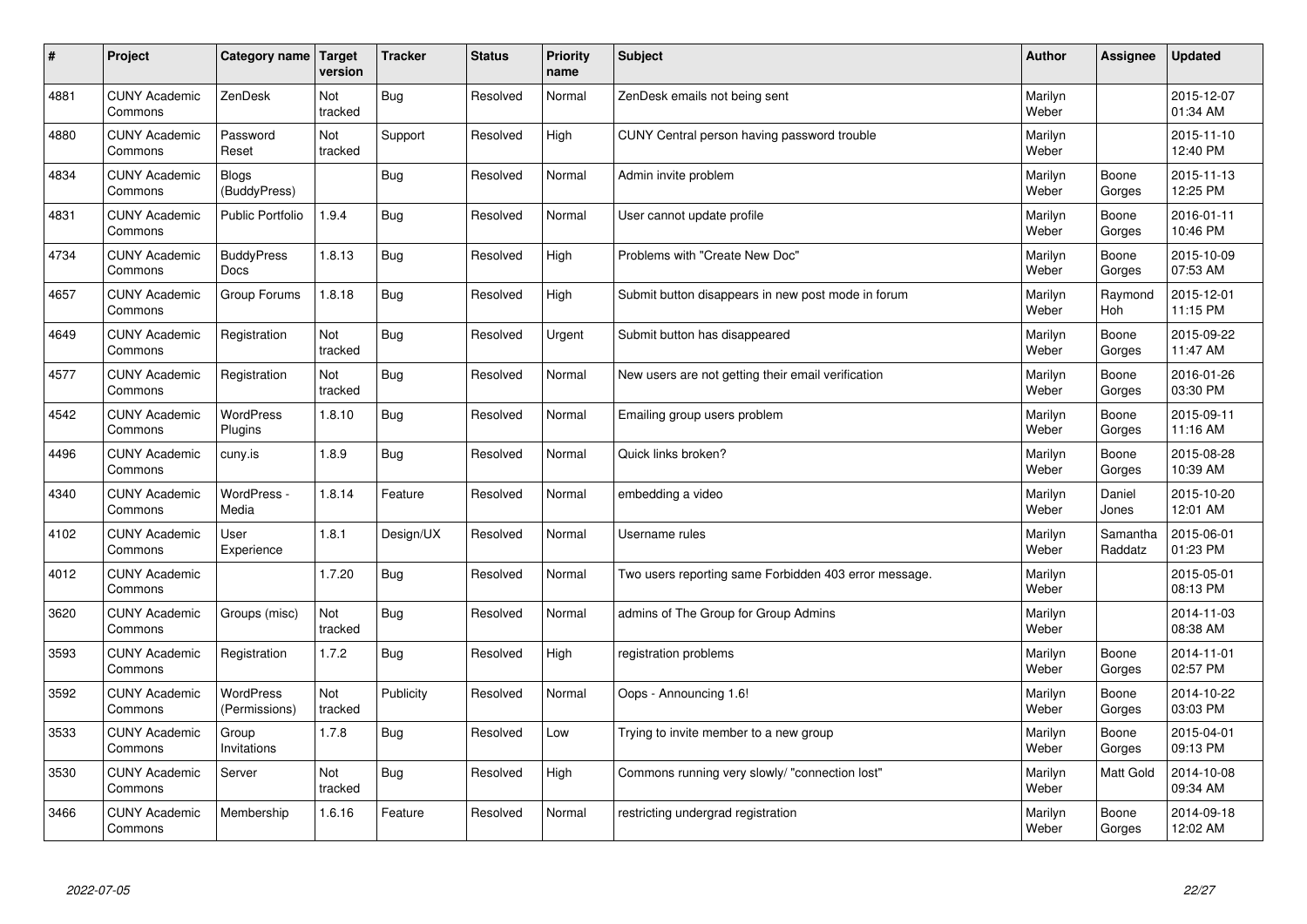| # | Project | Category name | Target version | Tracker | Status | Priority name | Subject | Author | Assignee | Updated |
|---|---|---|---|---|---|---|---|---|---|---|
| 4881 | CUNY Academic Commons | ZenDesk | Not tracked | Bug | Resolved | Normal | ZenDesk emails not being sent | Marilyn Weber | | 2015-12-07 01:34 AM |
| 4880 | CUNY Academic Commons | Password Reset | Not tracked | Support | Resolved | High | CUNY Central person having password trouble | Marilyn Weber | | 2015-11-10 12:40 PM |
| 4834 | CUNY Academic Commons | Blogs (BuddyPress) | | Bug | Resolved | Normal | Admin invite problem | Marilyn Weber | Boone Gorges | 2015-11-13 12:25 PM |
| 4831 | CUNY Academic Commons | Public Portfolio | 1.9.4 | Bug | Resolved | Normal | User cannot update profile | Marilyn Weber | Boone Gorges | 2016-01-11 10:46 PM |
| 4734 | CUNY Academic Commons | BuddyPress Docs | 1.8.13 | Bug | Resolved | High | Problems with "Create New Doc" | Marilyn Weber | Boone Gorges | 2015-10-09 07:53 AM |
| 4657 | CUNY Academic Commons | Group Forums | 1.8.18 | Bug | Resolved | High | Submit button disappears in new post mode in forum | Marilyn Weber | Raymond Hoh | 2015-12-01 11:15 PM |
| 4649 | CUNY Academic Commons | Registration | Not tracked | Bug | Resolved | Urgent | Submit button has disappeared | Marilyn Weber | Boone Gorges | 2015-09-22 11:47 AM |
| 4577 | CUNY Academic Commons | Registration | Not tracked | Bug | Resolved | Normal | New users are not getting their email verification | Marilyn Weber | Boone Gorges | 2016-01-26 03:30 PM |
| 4542 | CUNY Academic Commons | WordPress Plugins | 1.8.10 | Bug | Resolved | Normal | Emailing group users problem | Marilyn Weber | Boone Gorges | 2015-09-11 11:16 AM |
| 4496 | CUNY Academic Commons | cuny.is | 1.8.9 | Bug | Resolved | Normal | Quick links broken? | Marilyn Weber | Boone Gorges | 2015-08-28 10:39 AM |
| 4340 | CUNY Academic Commons | WordPress - Media | 1.8.14 | Feature | Resolved | Normal | embedding a video | Marilyn Weber | Daniel Jones | 2015-10-20 12:01 AM |
| 4102 | CUNY Academic Commons | User Experience | 1.8.1 | Design/UX | Resolved | Normal | Username rules | Marilyn Weber | Samantha Raddatz | 2015-06-01 01:23 PM |
| 4012 | CUNY Academic Commons | | 1.7.20 | Bug | Resolved | Normal | Two users reporting same Forbidden 403 error message. | Marilyn Weber | | 2015-05-01 08:13 PM |
| 3620 | CUNY Academic Commons | Groups (misc) | Not tracked | Bug | Resolved | Normal | admins of The Group for Group Admins | Marilyn Weber | | 2014-11-03 08:38 AM |
| 3593 | CUNY Academic Commons | Registration | 1.7.2 | Bug | Resolved | High | registration problems | Marilyn Weber | Boone Gorges | 2014-11-01 02:57 PM |
| 3592 | CUNY Academic Commons | WordPress (Permissions) | Not tracked | Publicity | Resolved | Normal | Oops - Announcing 1.6! | Marilyn Weber | Boone Gorges | 2014-10-22 03:03 PM |
| 3533 | CUNY Academic Commons | Group Invitations | 1.7.8 | Bug | Resolved | Low | Trying to invite member to a new group | Marilyn Weber | Boone Gorges | 2015-04-01 09:13 PM |
| 3530 | CUNY Academic Commons | Server | Not tracked | Bug | Resolved | High | Commons running very slowly/ "connection lost" | Marilyn Weber | Matt Gold | 2014-10-08 09:34 AM |
| 3466 | CUNY Academic Commons | Membership | 1.6.16 | Feature | Resolved | Normal | restricting undergrad registration | Marilyn Weber | Boone Gorges | 2014-09-18 12:02 AM |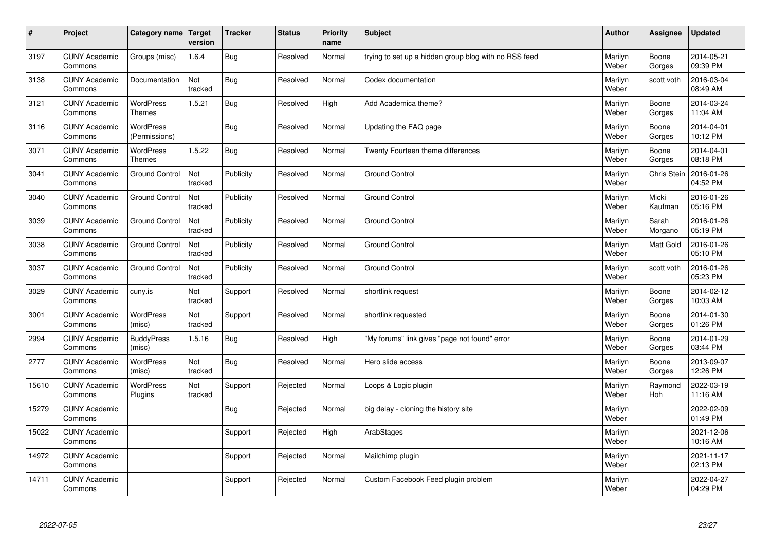| # | Project | Category name | Target version | Tracker | Status | Priority name | Subject | Author | Assignee | Updated |
|---|---|---|---|---|---|---|---|---|---|---|
| 3197 | CUNY Academic Commons | Groups (misc) | 1.6.4 | Bug | Resolved | Normal | trying to set up a hidden group blog with no RSS feed | Marilyn Weber | Boone Gorges | 2014-05-21 09:39 PM |
| 3138 | CUNY Academic Commons | Documentation | Not tracked | Bug | Resolved | Normal | Codex documentation | Marilyn Weber | scott voth | 2016-03-04 08:49 AM |
| 3121 | CUNY Academic Commons | WordPress Themes | 1.5.21 | Bug | Resolved | High | Add Academica theme? | Marilyn Weber | Boone Gorges | 2014-03-24 11:04 AM |
| 3116 | CUNY Academic Commons | WordPress (Permissions) | | Bug | Resolved | Normal | Updating the FAQ page | Marilyn Weber | Boone Gorges | 2014-04-01 10:12 PM |
| 3071 | CUNY Academic Commons | WordPress Themes | 1.5.22 | Bug | Resolved | Normal | Twenty Fourteen theme differences | Marilyn Weber | Boone Gorges | 2014-04-01 08:18 PM |
| 3041 | CUNY Academic Commons | Ground Control | Not tracked | Publicity | Resolved | Normal | Ground Control | Marilyn Weber | Chris Stein | 2016-01-26 04:52 PM |
| 3040 | CUNY Academic Commons | Ground Control | Not tracked | Publicity | Resolved | Normal | Ground Control | Marilyn Weber | Micki Kaufman | 2016-01-26 05:16 PM |
| 3039 | CUNY Academic Commons | Ground Control | Not tracked | Publicity | Resolved | Normal | Ground Control | Marilyn Weber | Sarah Morgano | 2016-01-26 05:19 PM |
| 3038 | CUNY Academic Commons | Ground Control | Not tracked | Publicity | Resolved | Normal | Ground Control | Marilyn Weber | Matt Gold | 2016-01-26 05:10 PM |
| 3037 | CUNY Academic Commons | Ground Control | Not tracked | Publicity | Resolved | Normal | Ground Control | Marilyn Weber | scott voth | 2016-01-26 05:23 PM |
| 3029 | CUNY Academic Commons | cuny.is | Not tracked | Support | Resolved | Normal | shortlink request | Marilyn Weber | Boone Gorges | 2014-02-12 10:03 AM |
| 3001 | CUNY Academic Commons | WordPress (misc) | Not tracked | Support | Resolved | Normal | shortlink requested | Marilyn Weber | Boone Gorges | 2014-01-30 01:26 PM |
| 2994 | CUNY Academic Commons | BuddyPress (misc) | 1.5.16 | Bug | Resolved | High | "My forums" link gives "page not found" error | Marilyn Weber | Boone Gorges | 2014-01-29 03:44 PM |
| 2777 | CUNY Academic Commons | WordPress (misc) | Not tracked | Bug | Resolved | Normal | Hero slide access | Marilyn Weber | Boone Gorges | 2013-09-07 12:26 PM |
| 15610 | CUNY Academic Commons | WordPress Plugins | Not tracked | Support | Rejected | Normal | Loops & Logic plugin | Marilyn Weber | Raymond Hoh | 2022-03-19 11:16 AM |
| 15279 | CUNY Academic Commons | | | Bug | Rejected | Normal | big delay - cloning the history site | Marilyn Weber | | 2022-02-09 01:49 PM |
| 15022 | CUNY Academic Commons | | | Support | Rejected | High | ArabStages | Marilyn Weber | | 2021-12-06 10:16 AM |
| 14972 | CUNY Academic Commons | | | Support | Rejected | Normal | Mailchimp plugin | Marilyn Weber | | 2021-11-17 02:13 PM |
| 14711 | CUNY Academic Commons | | | Support | Rejected | Normal | Custom Facebook Feed plugin problem | Marilyn Weber | | 2022-04-27 04:29 PM |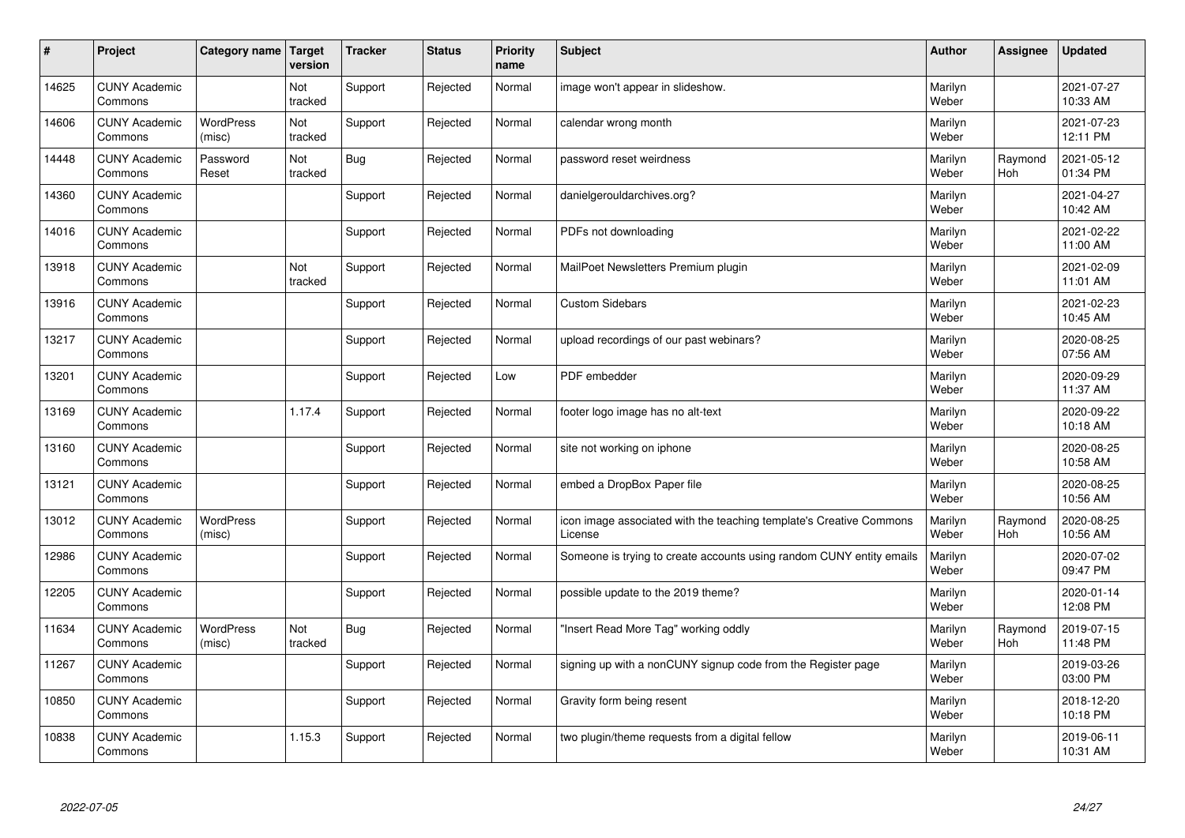| # | Project | Category name | Target version | Tracker | Status | Priority name | Subject | Author | Assignee | Updated |
|---|---|---|---|---|---|---|---|---|---|---|
| 14625 | CUNY Academic Commons | | Not tracked | Support | Rejected | Normal | image won't appear in slideshow. | Marilyn Weber | | 2021-07-27 10:33 AM |
| 14606 | CUNY Academic Commons | WordPress (misc) | Not tracked | Support | Rejected | Normal | calendar wrong month | Marilyn Weber | | 2021-07-23 12:11 PM |
| 14448 | CUNY Academic Commons | Password Reset | Not tracked | Bug | Rejected | Normal | password reset weirdness | Marilyn Weber | Raymond Hoh | 2021-05-12 01:34 PM |
| 14360 | CUNY Academic Commons | | | Support | Rejected | Normal | danielgerouldarchives.org? | Marilyn Weber | | 2021-04-27 10:42 AM |
| 14016 | CUNY Academic Commons | | | Support | Rejected | Normal | PDFs not downloading | Marilyn Weber | | 2021-02-22 11:00 AM |
| 13918 | CUNY Academic Commons | | Not tracked | Support | Rejected | Normal | MailPoet Newsletters Premium plugin | Marilyn Weber | | 2021-02-09 11:01 AM |
| 13916 | CUNY Academic Commons | | | Support | Rejected | Normal | Custom Sidebars | Marilyn Weber | | 2021-02-23 10:45 AM |
| 13217 | CUNY Academic Commons | | | Support | Rejected | Normal | upload recordings of our past webinars? | Marilyn Weber | | 2020-08-25 07:56 AM |
| 13201 | CUNY Academic Commons | | | Support | Rejected | Low | PDF embedder | Marilyn Weber | | 2020-09-29 11:37 AM |
| 13169 | CUNY Academic Commons | | 1.17.4 | Support | Rejected | Normal | footer logo image has no alt-text | Marilyn Weber | | 2020-09-22 10:18 AM |
| 13160 | CUNY Academic Commons | | | Support | Rejected | Normal | site not working on iphone | Marilyn Weber | | 2020-08-25 10:58 AM |
| 13121 | CUNY Academic Commons | | | Support | Rejected | Normal | embed a DropBox Paper file | Marilyn Weber | | 2020-08-25 10:56 AM |
| 13012 | CUNY Academic Commons | WordPress (misc) | | Support | Rejected | Normal | icon image associated with the teaching template's Creative Commons License | Marilyn Weber | Raymond Hoh | 2020-08-25 10:56 AM |
| 12986 | CUNY Academic Commons | | | Support | Rejected | Normal | Someone is trying to create accounts using random CUNY entity emails | Marilyn Weber | | 2020-07-02 09:47 PM |
| 12205 | CUNY Academic Commons | | | Support | Rejected | Normal | possible update to the 2019 theme? | Marilyn Weber | | 2020-01-14 12:08 PM |
| 11634 | CUNY Academic Commons | WordPress (misc) | Not tracked | Bug | Rejected | Normal | "Insert Read More Tag" working oddly | Marilyn Weber | Raymond Hoh | 2019-07-15 11:48 PM |
| 11267 | CUNY Academic Commons | | | Support | Rejected | Normal | signing up with a nonCUNY signup code from the Register page | Marilyn Weber | | 2019-03-26 03:00 PM |
| 10850 | CUNY Academic Commons | | | Support | Rejected | Normal | Gravity form being resent | Marilyn Weber | | 2018-12-20 10:18 PM |
| 10838 | CUNY Academic Commons | | 1.15.3 | Support | Rejected | Normal | two plugin/theme requests from a digital fellow | Marilyn Weber | | 2019-06-11 10:31 AM |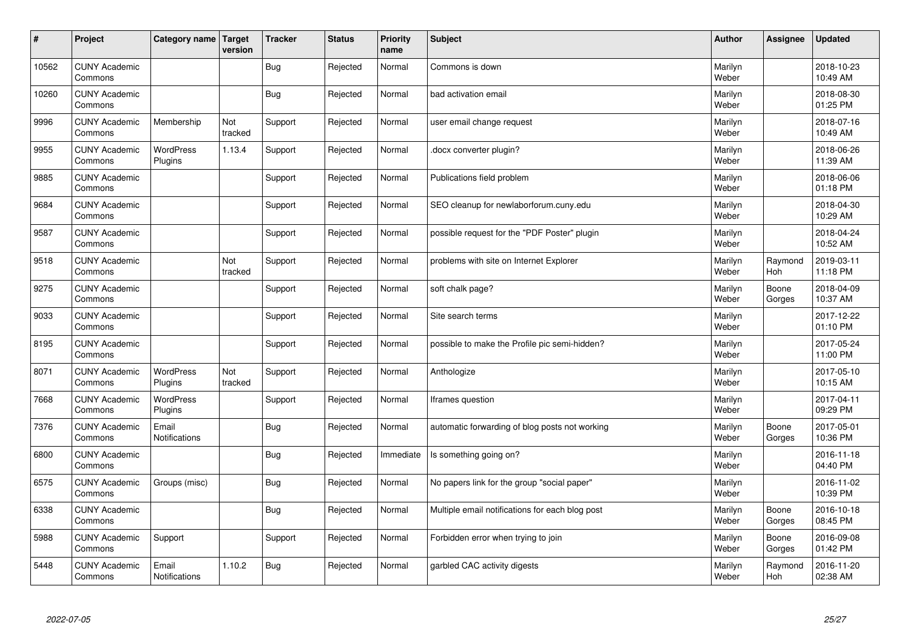| # | Project | Category name | Target version | Tracker | Status | Priority name | Subject | Author | Assignee | Updated |
|---|---|---|---|---|---|---|---|---|---|---|
| 10562 | CUNY Academic Commons | | | Bug | Rejected | Normal | Commons is down | Marilyn Weber | | 2018-10-23 10:49 AM |
| 10260 | CUNY Academic Commons | | | Bug | Rejected | Normal | bad activation email | Marilyn Weber | | 2018-08-30 01:25 PM |
| 9996 | CUNY Academic Commons | Membership | Not tracked | Support | Rejected | Normal | user email change request | Marilyn Weber | | 2018-07-16 10:49 AM |
| 9955 | CUNY Academic Commons | WordPress Plugins | 1.13.4 | Support | Rejected | Normal | .docx converter plugin? | Marilyn Weber | | 2018-06-26 11:39 AM |
| 9885 | CUNY Academic Commons | | | Support | Rejected | Normal | Publications field problem | Marilyn Weber | | 2018-06-06 01:18 PM |
| 9684 | CUNY Academic Commons | | | Support | Rejected | Normal | SEO cleanup for newlaborforum.cuny.edu | Marilyn Weber | | 2018-04-30 10:29 AM |
| 9587 | CUNY Academic Commons | | | Support | Rejected | Normal | possible request for the "PDF Poster" plugin | Marilyn Weber | | 2018-04-24 10:52 AM |
| 9518 | CUNY Academic Commons | | Not tracked | Support | Rejected | Normal | problems with site on Internet Explorer | Marilyn Weber | Raymond Hoh | 2019-03-11 11:18 PM |
| 9275 | CUNY Academic Commons | | | Support | Rejected | Normal | soft chalk page? | Marilyn Weber | Boone Gorges | 2018-04-09 10:37 AM |
| 9033 | CUNY Academic Commons | | | Support | Rejected | Normal | Site search terms | Marilyn Weber | | 2017-12-22 01:10 PM |
| 8195 | CUNY Academic Commons | | | Support | Rejected | Normal | possible to make the Profile pic semi-hidden? | Marilyn Weber | | 2017-05-24 11:00 PM |
| 8071 | CUNY Academic Commons | WordPress Plugins | Not tracked | Support | Rejected | Normal | Anthologize | Marilyn Weber | | 2017-05-10 10:15 AM |
| 7668 | CUNY Academic Commons | WordPress Plugins | | Support | Rejected | Normal | Iframes question | Marilyn Weber | | 2017-04-11 09:29 PM |
| 7376 | CUNY Academic Commons | Email Notifications | | Bug | Rejected | Normal | automatic forwarding of blog posts not working | Marilyn Weber | Boone Gorges | 2017-05-01 10:36 PM |
| 6800 | CUNY Academic Commons | | | Bug | Rejected | Immediate | Is something going on? | Marilyn Weber | | 2016-11-18 04:40 PM |
| 6575 | CUNY Academic Commons | Groups (misc) | | Bug | Rejected | Normal | No papers link for the group "social paper" | Marilyn Weber | | 2016-11-02 10:39 PM |
| 6338 | CUNY Academic Commons | | | Bug | Rejected | Normal | Multiple email notifications for each blog post | Marilyn Weber | Boone Gorges | 2016-10-18 08:45 PM |
| 5988 | CUNY Academic Commons | Support | | Support | Rejected | Normal | Forbidden error when trying to join | Marilyn Weber | Boone Gorges | 2016-09-08 01:42 PM |
| 5448 | CUNY Academic Commons | Email Notifications | 1.10.2 | Bug | Rejected | Normal | garbled CAC activity digests | Marilyn Weber | Raymond Hoh | 2016-11-20 02:38 AM |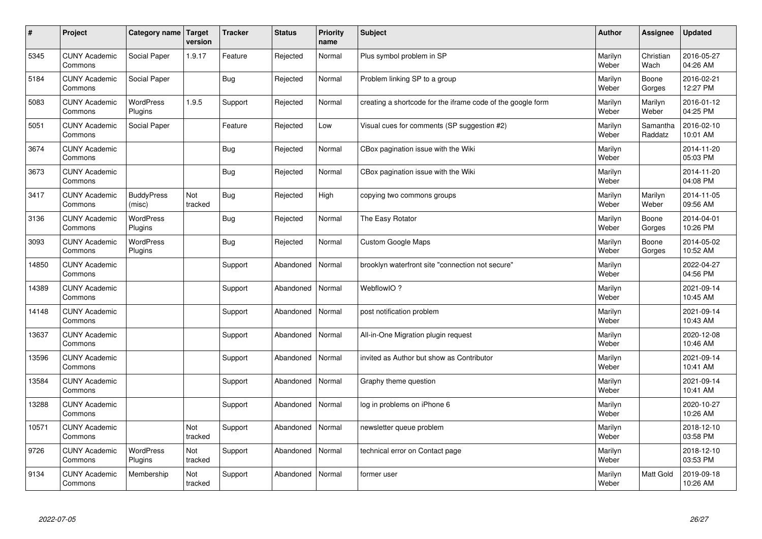| # | Project | Category name | Target version | Tracker | Status | Priority name | Subject | Author | Assignee | Updated |
|---|---|---|---|---|---|---|---|---|---|---|
| 5345 | CUNY Academic Commons | Social Paper | 1.9.17 | Feature | Rejected | Normal | Plus symbol problem in SP | Marilyn Weber | Christian Wach | 2016-05-27 04:26 AM |
| 5184 | CUNY Academic Commons | Social Paper | | Bug | Rejected | Normal | Problem linking SP to a group | Marilyn Weber | Boone Gorges | 2016-02-21 12:27 PM |
| 5083 | CUNY Academic Commons | WordPress Plugins | 1.9.5 | Support | Rejected | Normal | creating a shortcode for the iframe code of the google form | Marilyn Weber | Marilyn Weber | 2016-01-12 04:25 PM |
| 5051 | CUNY Academic Commons | Social Paper | | Feature | Rejected | Low | Visual cues for comments (SP suggestion #2) | Marilyn Weber | Samantha Raddatz | 2016-02-10 10:01 AM |
| 3674 | CUNY Academic Commons | | | Bug | Rejected | Normal | CBox pagination issue with the Wiki | Marilyn Weber | | 2014-11-20 05:03 PM |
| 3673 | CUNY Academic Commons | | | Bug | Rejected | Normal | CBox pagination issue with the Wiki | Marilyn Weber | | 2014-11-20 04:08 PM |
| 3417 | CUNY Academic Commons | BuddyPress (misc) | Not tracked | Bug | Rejected | High | copying two commons groups | Marilyn Weber | Marilyn Weber | 2014-11-05 09:56 AM |
| 3136 | CUNY Academic Commons | WordPress Plugins | | Bug | Rejected | Normal | The Easy Rotator | Marilyn Weber | Boone Gorges | 2014-04-01 10:26 PM |
| 3093 | CUNY Academic Commons | WordPress Plugins | | Bug | Rejected | Normal | Custom Google Maps | Marilyn Weber | Boone Gorges | 2014-05-02 10:52 AM |
| 14850 | CUNY Academic Commons | | | Support | Abandoned | Normal | brooklyn waterfront site "connection not secure" | Marilyn Weber | | 2022-04-27 04:56 PM |
| 14389 | CUNY Academic Commons | | | Support | Abandoned | Normal | WebflowIO ? | Marilyn Weber | | 2021-09-14 10:45 AM |
| 14148 | CUNY Academic Commons | | | Support | Abandoned | Normal | post notification problem | Marilyn Weber | | 2021-09-14 10:43 AM |
| 13637 | CUNY Academic Commons | | | Support | Abandoned | Normal | All-in-One Migration plugin request | Marilyn Weber | | 2020-12-08 10:46 AM |
| 13596 | CUNY Academic Commons | | | Support | Abandoned | Normal | invited as Author but show as Contributor | Marilyn Weber | | 2021-09-14 10:41 AM |
| 13584 | CUNY Academic Commons | | | Support | Abandoned | Normal | Graphy theme question | Marilyn Weber | | 2021-09-14 10:41 AM |
| 13288 | CUNY Academic Commons | | | Support | Abandoned | Normal | log in problems on iPhone 6 | Marilyn Weber | | 2020-10-27 10:26 AM |
| 10571 | CUNY Academic Commons | | Not tracked | Support | Abandoned | Normal | newsletter queue problem | Marilyn Weber | | 2018-12-10 03:58 PM |
| 9726 | CUNY Academic Commons | WordPress Plugins | Not tracked | Support | Abandoned | Normal | technical error on Contact page | Marilyn Weber | | 2018-12-10 03:53 PM |
| 9134 | CUNY Academic Commons | Membership | Not tracked | Support | Abandoned | Normal | former user | Marilyn Weber | Matt Gold | 2019-09-18 10:26 AM |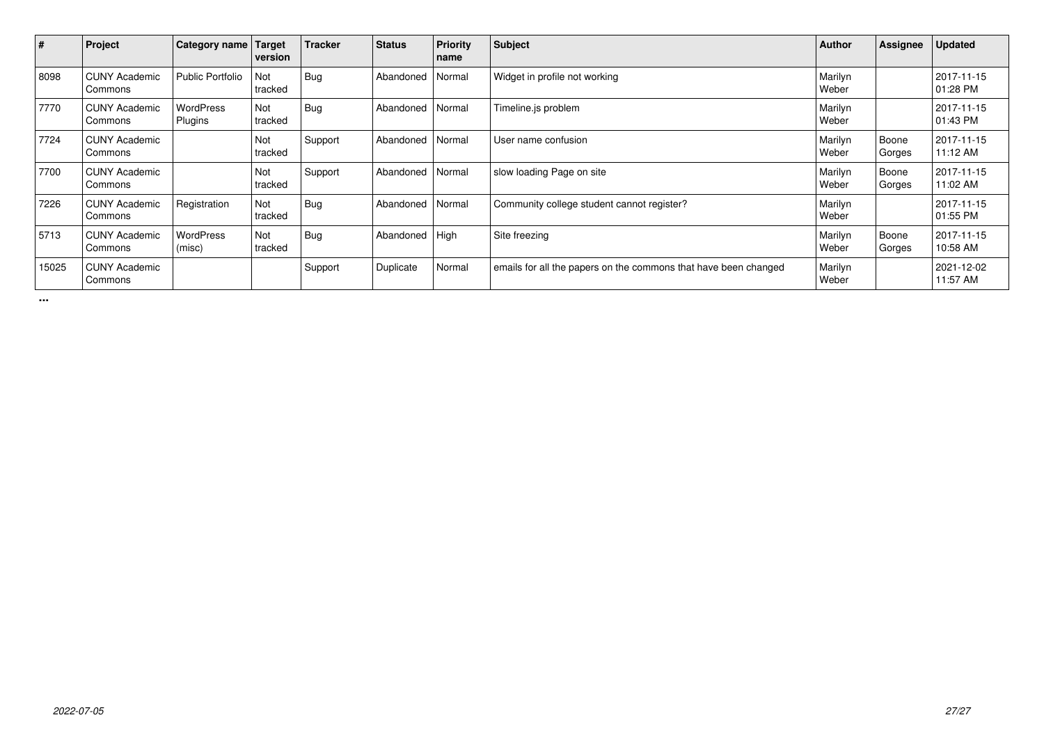| # | Project | Category name | Target version | Tracker | Status | Priority name | Subject | Author | Assignee | Updated |
|---|---|---|---|---|---|---|---|---|---|---|
| 8098 | CUNY Academic Commons | Public Portfolio | Not tracked | Bug | Abandoned | Normal | Widget in profile not working | Marilyn Weber | | 2017-11-15 01:28 PM |
| 7770 | CUNY Academic Commons | WordPress Plugins | Not tracked | Bug | Abandoned | Normal | Timeline.js problem | Marilyn Weber | | 2017-11-15 01:43 PM |
| 7724 | CUNY Academic Commons | | Not tracked | Support | Abandoned | Normal | User name confusion | Marilyn Weber | Boone Gorges | 2017-11-15 11:12 AM |
| 7700 | CUNY Academic Commons | | Not tracked | Support | Abandoned | Normal | slow loading Page on site | Marilyn Weber | Boone Gorges | 2017-11-15 11:02 AM |
| 7226 | CUNY Academic Commons | Registration | Not tracked | Bug | Abandoned | Normal | Community college student cannot register? | Marilyn Weber | | 2017-11-15 01:55 PM |
| 5713 | CUNY Academic Commons | WordPress (misc) | Not tracked | Bug | Abandoned | High | Site freezing | Marilyn Weber | Boone Gorges | 2017-11-15 10:58 AM |
| 15025 | CUNY Academic Commons | | | Support | Duplicate | Normal | emails for all the papers on the commons that have been changed | Marilyn Weber | | 2021-12-02 11:57 AM |

...